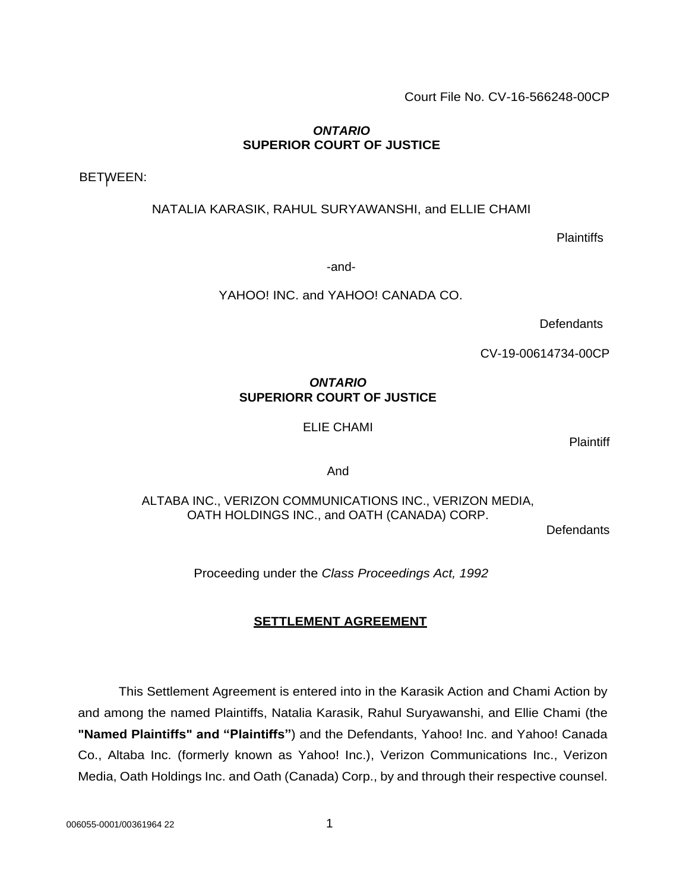Court File No. CV-16-566248-00CP

***ONTARIO***
**SUPERIOR COURT OF JUSTICE**

BETWEEN:

NATALIA KARASIK, RAHUL SURYAWANSHI, and ELLIE CHAMI

Plaintiffs

-and-

YAHOO! INC. and YAHOO! CANADA CO.

Defendants

CV-19-00614734-00CP

***ONTARIO***
**SUPERIORR COURT OF JUSTICE**

ELIE CHAMI

Plaintiff

And

ALTABA INC., VERIZON COMMUNICATIONS INC., VERIZON MEDIA, OATH HOLDINGS INC., and OATH (CANADA) CORP.

Defendants

Proceeding under the *Class Proceedings Act, 1992*

## SETTLEMENT AGREEMENT

This Settlement Agreement is entered into in the Karasik Action and Chami Action by and among the named Plaintiffs, Natalia Karasik, Rahul Suryawanshi, and Ellie Chami (the **"Named Plaintiffs" and "Plaintiffs"**) and the Defendants, Yahoo! Inc. and Yahoo! Canada Co., Altaba Inc. (formerly known as Yahoo! Inc.), Verizon Communications Inc., Verizon Media, Oath Holdings Inc. and Oath (Canada) Corp., by and through their respective counsel.

006055-0001/00361964 22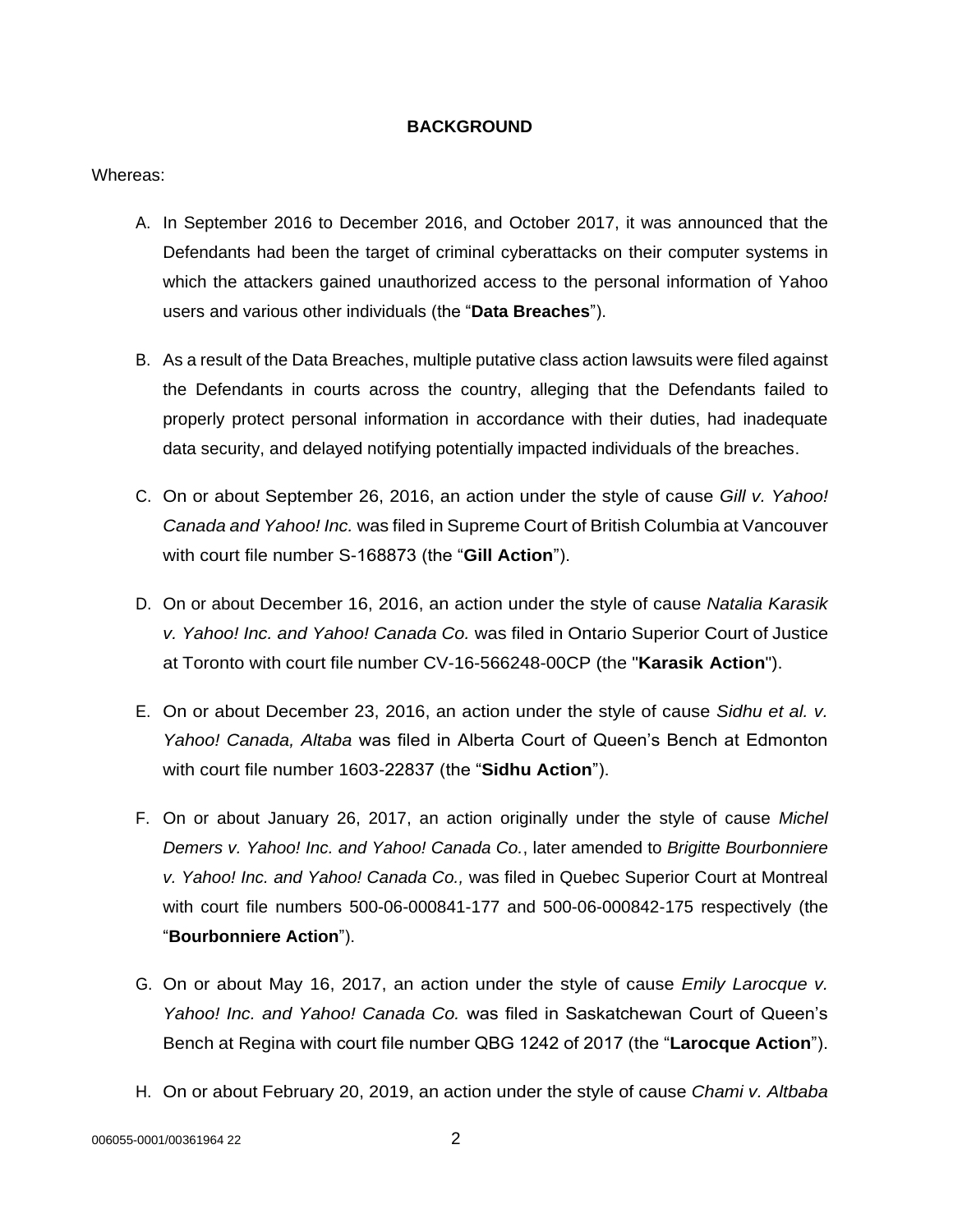## BACKGROUND

Whereas:

A. In September 2016 to December 2016, and October 2017, it was announced that the Defendants had been the target of criminal cyberattacks on their computer systems in which the attackers gained unauthorized access to the personal information of Yahoo users and various other individuals (the "**Data Breaches**").

B. As a result of the Data Breaches, multiple putative class action lawsuits were filed against the Defendants in courts across the country, alleging that the Defendants failed to properly protect personal information in accordance with their duties, had inadequate data security, and delayed notifying potentially impacted individuals of the breaches.

C. On or about September 26, 2016, an action under the style of cause *Gill v. Yahoo! Canada and Yahoo! Inc.* was filed in Supreme Court of British Columbia at Vancouver with court file number S-168873 (the "**Gill Action**").

D. On or about December 16, 2016, an action under the style of cause *Natalia Karasik v. Yahoo! Inc. and Yahoo! Canada Co.* was filed in Ontario Superior Court of Justice at Toronto with court file number CV-16-566248-00CP (the "**Karasik Action**").

E. On or about December 23, 2016, an action under the style of cause *Sidhu et al. v. Yahoo! Canada, Altaba* was filed in Alberta Court of Queen's Bench at Edmonton with court file number 1603-22837 (the "**Sidhu Action**").

F. On or about January 26, 2017, an action originally under the style of cause *Michel Demers v. Yahoo! Inc. and Yahoo! Canada Co.*, later amended to *Brigitte Bourbonniere v. Yahoo! Inc. and Yahoo! Canada Co.,* was filed in Quebec Superior Court at Montreal with court file numbers 500-06-000841-177 and 500-06-000842-175 respectively (the "**Bourbonniere Action**").

G. On or about May 16, 2017, an action under the style of cause *Emily Larocque v. Yahoo! Inc. and Yahoo! Canada Co.* was filed in Saskatchewan Court of Queen's Bench at Regina with court file number QBG 1242 of 2017 (the "**Larocque Action**").

H. On or about February 20, 2019, an action under the style of cause *Chami v. Altbaba*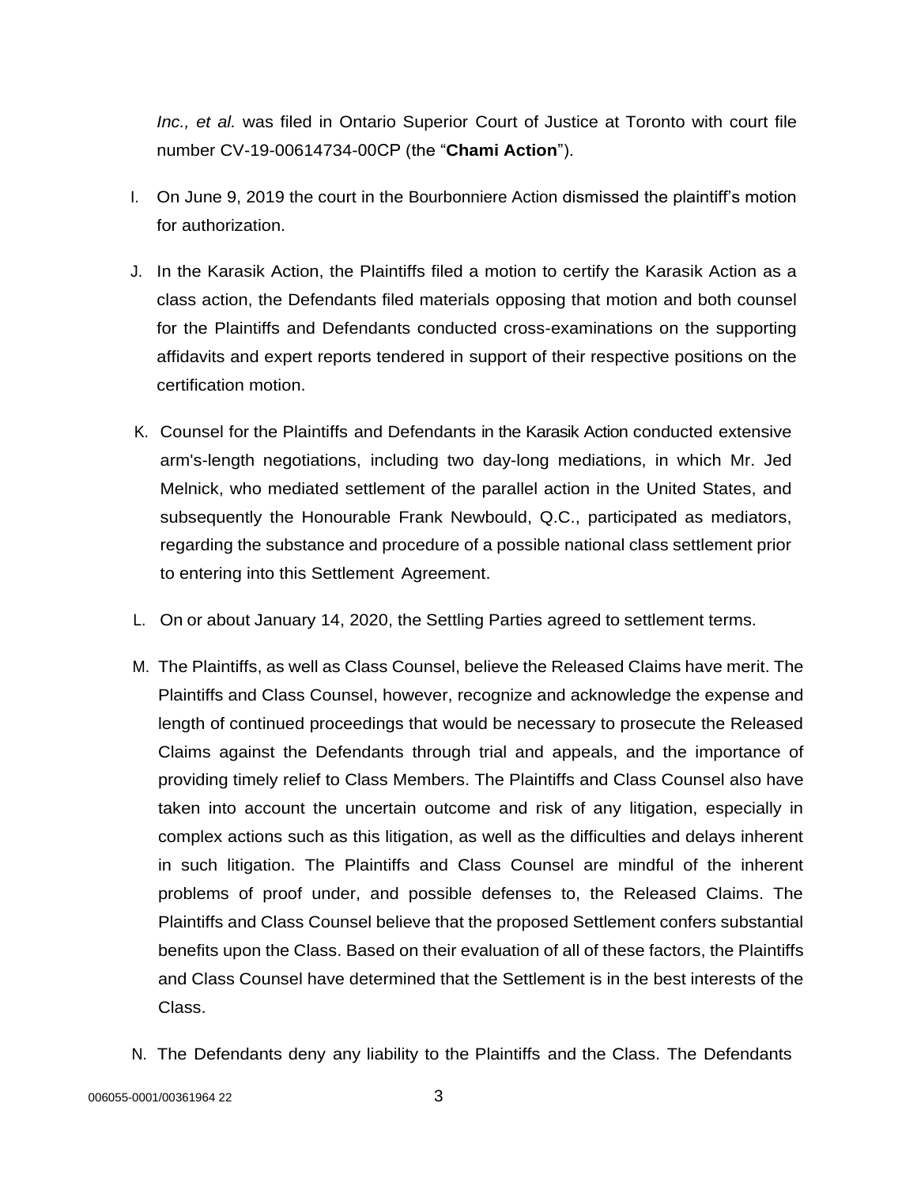*Inc., et al.* was filed in Ontario Superior Court of Justice at Toronto with court file number CV-19-00614734-00CP (the "**Chami Action**").

I. On June 9, 2019 the court in the Bourbonniere Action dismissed the plaintiff's motion for authorization.

J. In the Karasik Action, the Plaintiffs filed a motion to certify the Karasik Action as a class action, the Defendants filed materials opposing that motion and both counsel for the Plaintiffs and Defendants conducted cross-examinations on the supporting affidavits and expert reports tendered in support of their respective positions on the certification motion.

K. Counsel for the Plaintiffs and Defendants in the Karasik Action conducted extensive arm's-length negotiations, including two day-long mediations, in which Mr. Jed Melnick, who mediated settlement of the parallel action in the United States, and subsequently the Honourable Frank Newbould, Q.C., participated as mediators, regarding the substance and procedure of a possible national class settlement prior to entering into this Settlement Agreement.

L. On or about January 14, 2020, the Settling Parties agreed to settlement terms.

M. The Plaintiffs, as well as Class Counsel, believe the Released Claims have merit. The Plaintiffs and Class Counsel, however, recognize and acknowledge the expense and length of continued proceedings that would be necessary to prosecute the Released Claims against the Defendants through trial and appeals, and the importance of providing timely relief to Class Members. The Plaintiffs and Class Counsel also have taken into account the uncertain outcome and risk of any litigation, especially in complex actions such as this litigation, as well as the difficulties and delays inherent in such litigation. The Plaintiffs and Class Counsel are mindful of the inherent problems of proof under, and possible defenses to, the Released Claims. The Plaintiffs and Class Counsel believe that the proposed Settlement confers substantial benefits upon the Class. Based on their evaluation of all of these factors, the Plaintiffs and Class Counsel have determined that the Settlement is in the best interests of the Class.

N. The Defendants deny any liability to the Plaintiffs and the Class. The Defendants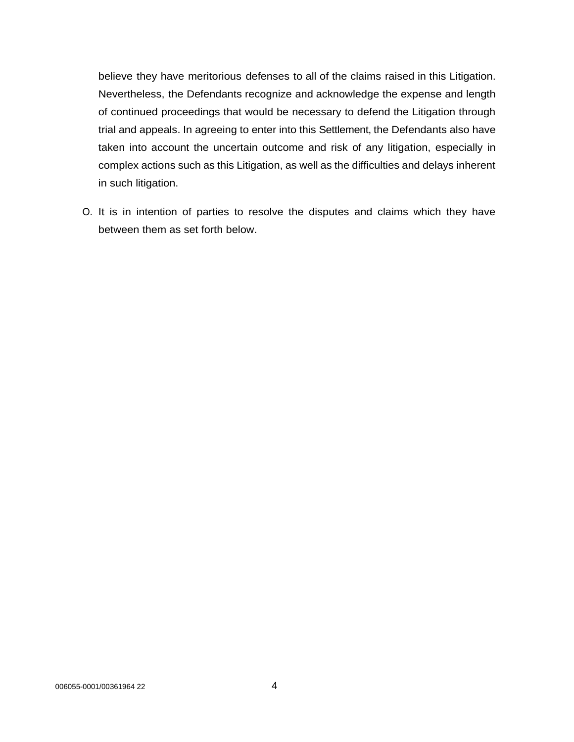believe they have meritorious defenses to all of the claims raised in this Litigation. Nevertheless, the Defendants recognize and acknowledge the expense and length of continued proceedings that would be necessary to defend the Litigation through trial and appeals. In agreeing to enter into this Settlement, the Defendants also have taken into account the uncertain outcome and risk of any litigation, especially in complex actions such as this Litigation, as well as the difficulties and delays inherent in such litigation.

O. It is in intention of parties to resolve the disputes and claims which they have between them as set forth below.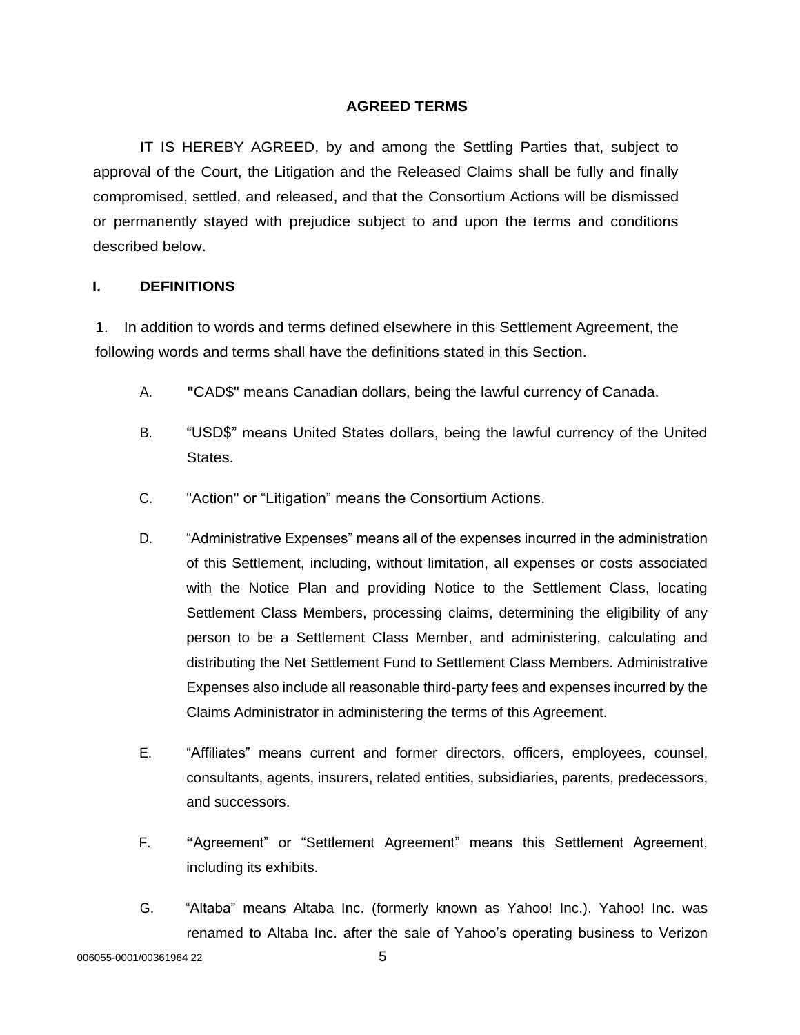## AGREED TERMS

IT IS HEREBY AGREED, by and among the Settling Parties that, subject to approval of the Court, the Litigation and the Released Claims shall be fully and finally compromised, settled, and released, and that the Consortium Actions will be dismissed or permanently stayed with prejudice subject to and upon the terms and conditions described below.

## I. DEFINITIONS

1. In addition to words and terms defined elsewhere in this Settlement Agreement, the following words and terms shall have the definitions stated in this Section.

A. **"**CAD$" means Canadian dollars, being the lawful currency of Canada.

B. "USD$" means United States dollars, being the lawful currency of the United States.

C. "Action" or "Litigation" means the Consortium Actions.

D. "Administrative Expenses" means all of the expenses incurred in the administration of this Settlement, including, without limitation, all expenses or costs associated with the Notice Plan and providing Notice to the Settlement Class, locating Settlement Class Members, processing claims, determining the eligibility of any person to be a Settlement Class Member, and administering, calculating and distributing the Net Settlement Fund to Settlement Class Members. Administrative Expenses also include all reasonable third-party fees and expenses incurred by the Claims Administrator in administering the terms of this Agreement.

E. "Affiliates" means current and former directors, officers, employees, counsel, consultants, agents, insurers, related entities, subsidiaries, parents, predecessors, and successors.

F. **"**Agreement" or "Settlement Agreement" means this Settlement Agreement, including its exhibits.

G. "Altaba" means Altaba Inc. (formerly known as Yahoo! Inc.). Yahoo! Inc. was renamed to Altaba Inc. after the sale of Yahoo's operating business to Verizon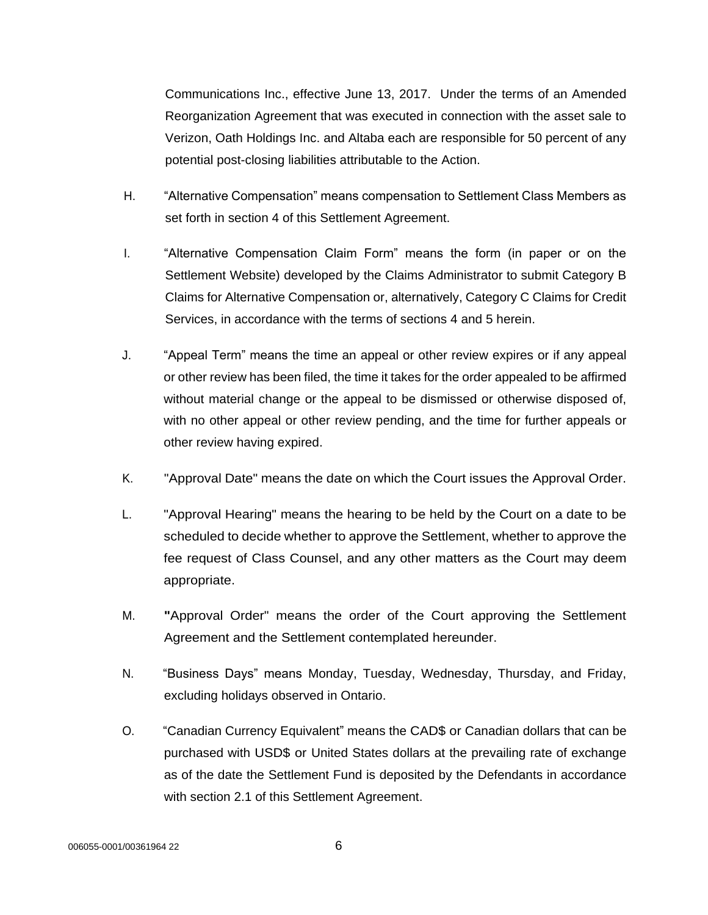Communications Inc., effective June 13, 2017. Under the terms of an Amended Reorganization Agreement that was executed in connection with the asset sale to Verizon, Oath Holdings Inc. and Altaba each are responsible for 50 percent of any potential post-closing liabilities attributable to the Action.

H. "Alternative Compensation" means compensation to Settlement Class Members as set forth in section 4 of this Settlement Agreement.

I. "Alternative Compensation Claim Form" means the form (in paper or on the Settlement Website) developed by the Claims Administrator to submit Category B Claims for Alternative Compensation or, alternatively, Category C Claims for Credit Services, in accordance with the terms of sections 4 and 5 herein.

J. "Appeal Term" means the time an appeal or other review expires or if any appeal or other review has been filed, the time it takes for the order appealed to be affirmed without material change or the appeal to be dismissed or otherwise disposed of, with no other appeal or other review pending, and the time for further appeals or other review having expired.

K. "Approval Date" means the date on which the Court issues the Approval Order.

L. "Approval Hearing" means the hearing to be held by the Court on a date to be scheduled to decide whether to approve the Settlement, whether to approve the fee request of Class Counsel, and any other matters as the Court may deem appropriate.

M. "Approval Order" means the order of the Court approving the Settlement Agreement and the Settlement contemplated hereunder.

N. "Business Days" means Monday, Tuesday, Wednesday, Thursday, and Friday, excluding holidays observed in Ontario.

O. "Canadian Currency Equivalent" means the CAD$ or Canadian dollars that can be purchased with USD$ or United States dollars at the prevailing rate of exchange as of the date the Settlement Fund is deposited by the Defendants in accordance with section 2.1 of this Settlement Agreement.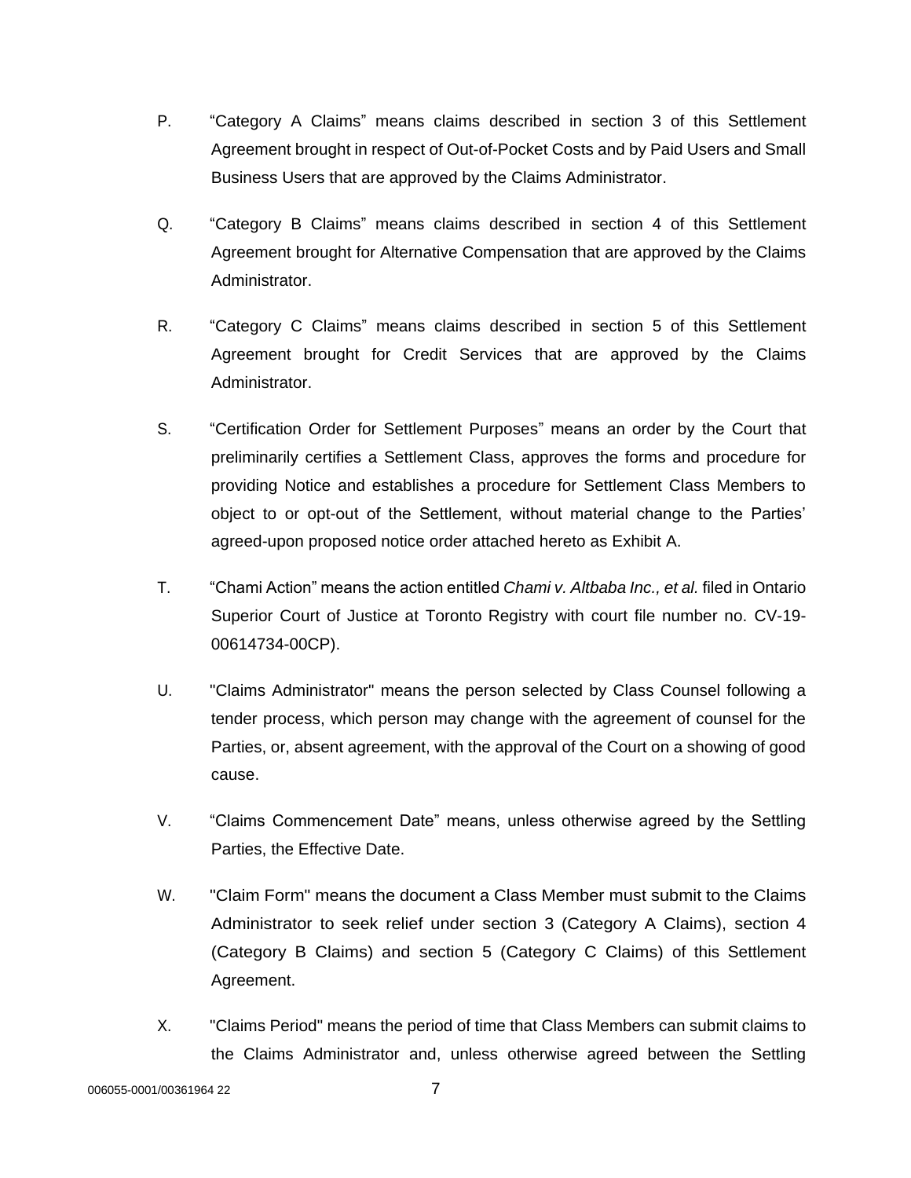P. “Category A Claims” means claims described in section 3 of this Settlement Agreement brought in respect of Out-of-Pocket Costs and by Paid Users and Small Business Users that are approved by the Claims Administrator.

Q. “Category B Claims” means claims described in section 4 of this Settlement Agreement brought for Alternative Compensation that are approved by the Claims Administrator.

R. “Category C Claims” means claims described in section 5 of this Settlement Agreement brought for Credit Services that are approved by the Claims Administrator.

S. “Certification Order for Settlement Purposes” means an order by the Court that preliminarily certifies a Settlement Class, approves the forms and procedure for providing Notice and establishes a procedure for Settlement Class Members to object to or opt-out of the Settlement, without material change to the Parties’ agreed-upon proposed notice order attached hereto as Exhibit A.

T. “Chami Action” means the action entitled *Chami v. Altbaba Inc., et al.* filed in Ontario Superior Court of Justice at Toronto Registry with court file number no. CV-19-00614734-00CP).

U. "Claims Administrator" means the person selected by Class Counsel following a tender process, which person may change with the agreement of counsel for the Parties, or, absent agreement, with the approval of the Court on a showing of good cause.

V. “Claims Commencement Date” means, unless otherwise agreed by the Settling Parties, the Effective Date.

W. "Claim Form" means the document a Class Member must submit to the Claims Administrator to seek relief under section 3 (Category A Claims), section 4 (Category B Claims) and section 5 (Category C Claims) of this Settlement Agreement.

X. "Claims Period" means the period of time that Class Members can submit claims to the Claims Administrator and, unless otherwise agreed between the Settling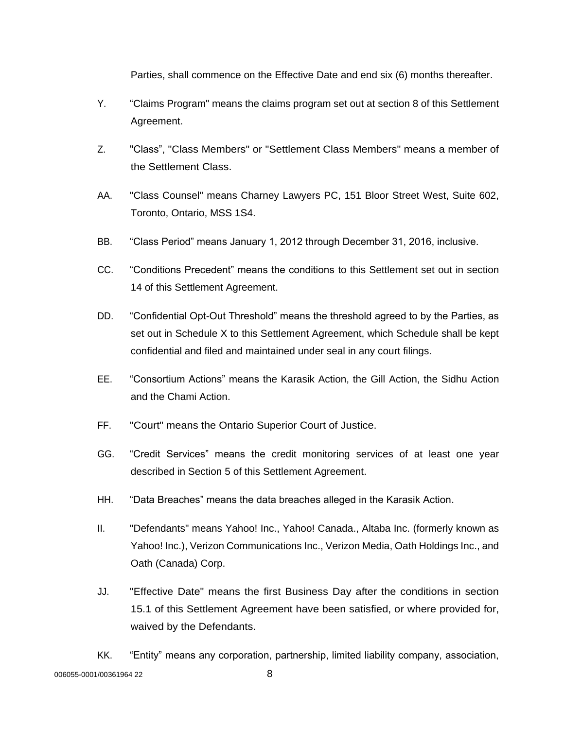Parties, shall commence on the Effective Date and end six (6) months thereafter.

Y. “Claims Program" means the claims program set out at section 8 of this Settlement Agreement.

Z. "Class”, "Class Members" or "Settlement Class Members" means a member of the Settlement Class.

AA. "Class Counsel" means Charney Lawyers PC, 151 Bloor Street West, Suite 602, Toronto, Ontario, MSS 1S4.

BB. “Class Period” means January 1, 2012 through December 31, 2016, inclusive.

CC. “Conditions Precedent” means the conditions to this Settlement set out in section 14 of this Settlement Agreement.

DD. “Confidential Opt-Out Threshold” means the threshold agreed to by the Parties, as set out in Schedule X to this Settlement Agreement, which Schedule shall be kept confidential and filed and maintained under seal in any court filings.

EE. “Consortium Actions” means the Karasik Action, the Gill Action, the Sidhu Action and the Chami Action.

FF. "Court" means the Ontario Superior Court of Justice.

GG. “Credit Services” means the credit monitoring services of at least one year described in Section 5 of this Settlement Agreement.

HH. “Data Breaches” means the data breaches alleged in the Karasik Action.

II. "Defendants" means Yahoo! Inc., Yahoo! Canada., Altaba Inc. (formerly known as Yahoo! Inc.), Verizon Communications Inc., Verizon Media, Oath Holdings Inc., and Oath (Canada) Corp.

JJ. "Effective Date" means the first Business Day after the conditions in section 15.1 of this Settlement Agreement have been satisfied, or where provided for, waived by the Defendants.

KK. “Entity” means any corporation, partnership, limited liability company, association,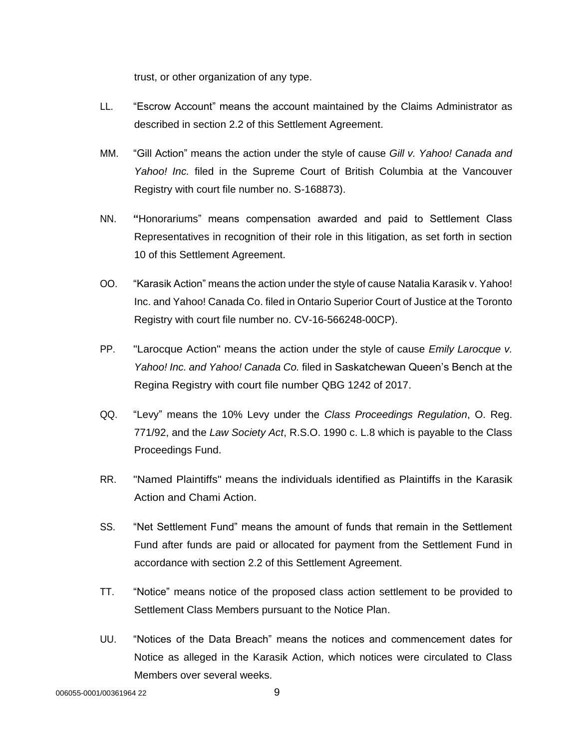trust, or other organization of any type.

LL. “Escrow Account” means the account maintained by the Claims Administrator as described in section 2.2 of this Settlement Agreement.

MM. “Gill Action” means the action under the style of cause *Gill v. Yahoo! Canada and Yahoo! Inc.* filed in the Supreme Court of British Columbia at the Vancouver Registry with court file number no. S-168873).

NN. **“**Honorariums” means compensation awarded and paid to Settlement Class Representatives in recognition of their role in this litigation, as set forth in section 10 of this Settlement Agreement.

OO. “Karasik Action” means the action under the style of cause Natalia Karasik v. Yahoo! Inc. and Yahoo! Canada Co. filed in Ontario Superior Court of Justice at the Toronto Registry with court file number no. CV-16-566248-00CP).

PP. "Larocque Action" means the action under the style of cause *Emily Larocque v. Yahoo! Inc. and Yahoo! Canada Co.* filed in Saskatchewan Queen’s Bench at the Regina Registry with court file number QBG 1242 of 2017.

QQ. “Levy” means the 10% Levy under the *Class Proceedings Regulation*, O. Reg. 771/92, and the *Law Society Act*, R.S.O. 1990 c. L.8 which is payable to the Class Proceedings Fund.

RR. "Named Plaintiffs" means the individuals identified as Plaintiffs in the Karasik Action and Chami Action.

SS. “Net Settlement Fund” means the amount of funds that remain in the Settlement Fund after funds are paid or allocated for payment from the Settlement Fund in accordance with section 2.2 of this Settlement Agreement.

TT. “Notice” means notice of the proposed class action settlement to be provided to Settlement Class Members pursuant to the Notice Plan.

UU. “Notices of the Data Breach” means the notices and commencement dates for Notice as alleged in the Karasik Action, which notices were circulated to Class Members over several weeks.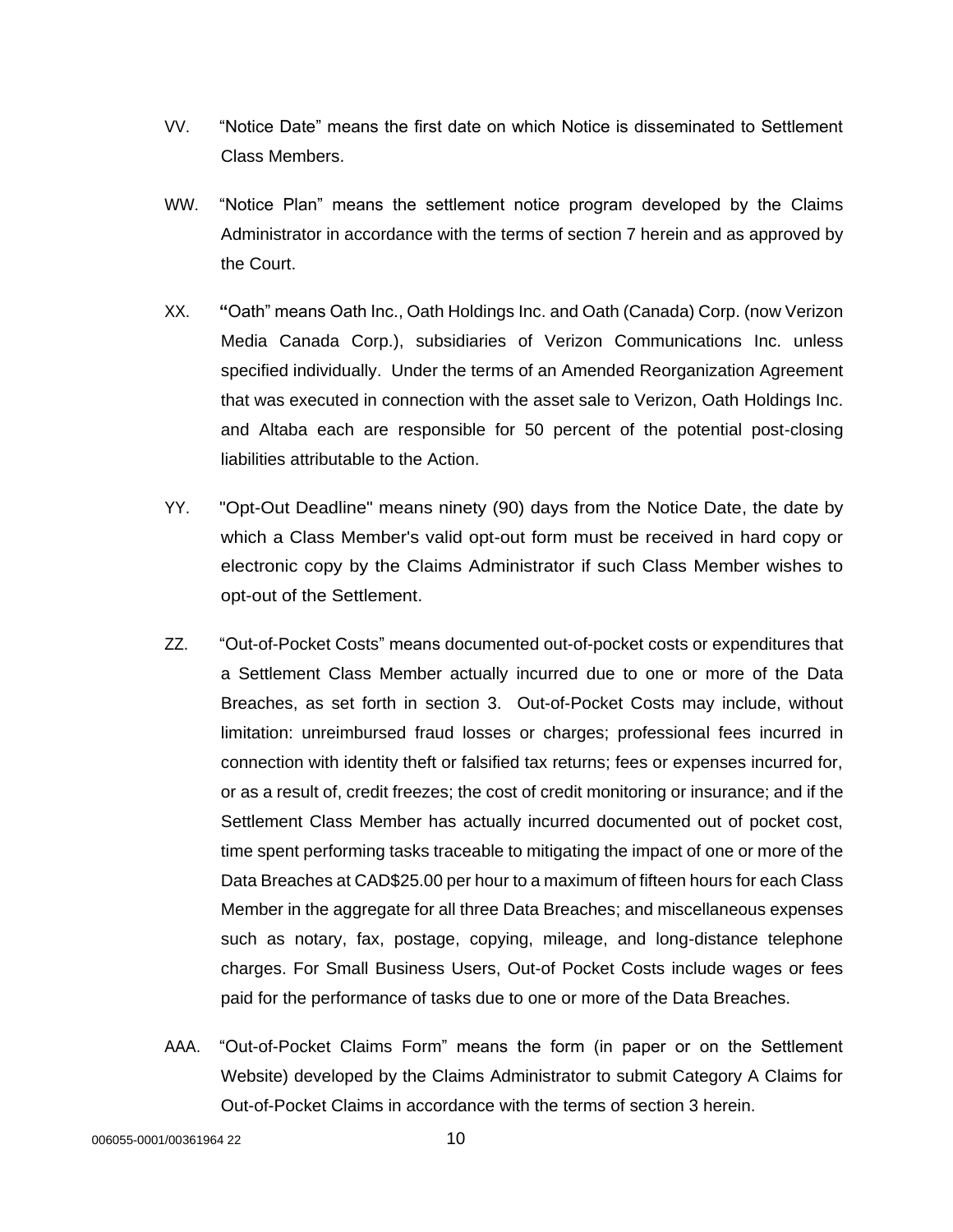VV. "Notice Date" means the first date on which Notice is disseminated to Settlement Class Members.

WW. "Notice Plan" means the settlement notice program developed by the Claims Administrator in accordance with the terms of section 7 herein and as approved by the Court.

XX. "Oath" means Oath Inc., Oath Holdings Inc. and Oath (Canada) Corp. (now Verizon Media Canada Corp.), subsidiaries of Verizon Communications Inc. unless specified individually. Under the terms of an Amended Reorganization Agreement that was executed in connection with the asset sale to Verizon, Oath Holdings Inc. and Altaba each are responsible for 50 percent of the potential post-closing liabilities attributable to the Action.

YY. "Opt-Out Deadline" means ninety (90) days from the Notice Date, the date by which a Class Member's valid opt-out form must be received in hard copy or electronic copy by the Claims Administrator if such Class Member wishes to opt-out of the Settlement.

ZZ. "Out-of-Pocket Costs" means documented out-of-pocket costs or expenditures that a Settlement Class Member actually incurred due to one or more of the Data Breaches, as set forth in section 3. Out-of-Pocket Costs may include, without limitation: unreimbursed fraud losses or charges; professional fees incurred in connection with identity theft or falsified tax returns; fees or expenses incurred for, or as a result of, credit freezes; the cost of credit monitoring or insurance; and if the Settlement Class Member has actually incurred documented out of pocket cost, time spent performing tasks traceable to mitigating the impact of one or more of the Data Breaches at CAD$25.00 per hour to a maximum of fifteen hours for each Class Member in the aggregate for all three Data Breaches; and miscellaneous expenses such as notary, fax, postage, copying, mileage, and long-distance telephone charges. For Small Business Users, Out-of Pocket Costs include wages or fees paid for the performance of tasks due to one or more of the Data Breaches.

AAA. "Out-of-Pocket Claims Form" means the form (in paper or on the Settlement Website) developed by the Claims Administrator to submit Category A Claims for Out-of-Pocket Claims in accordance with the terms of section 3 herein.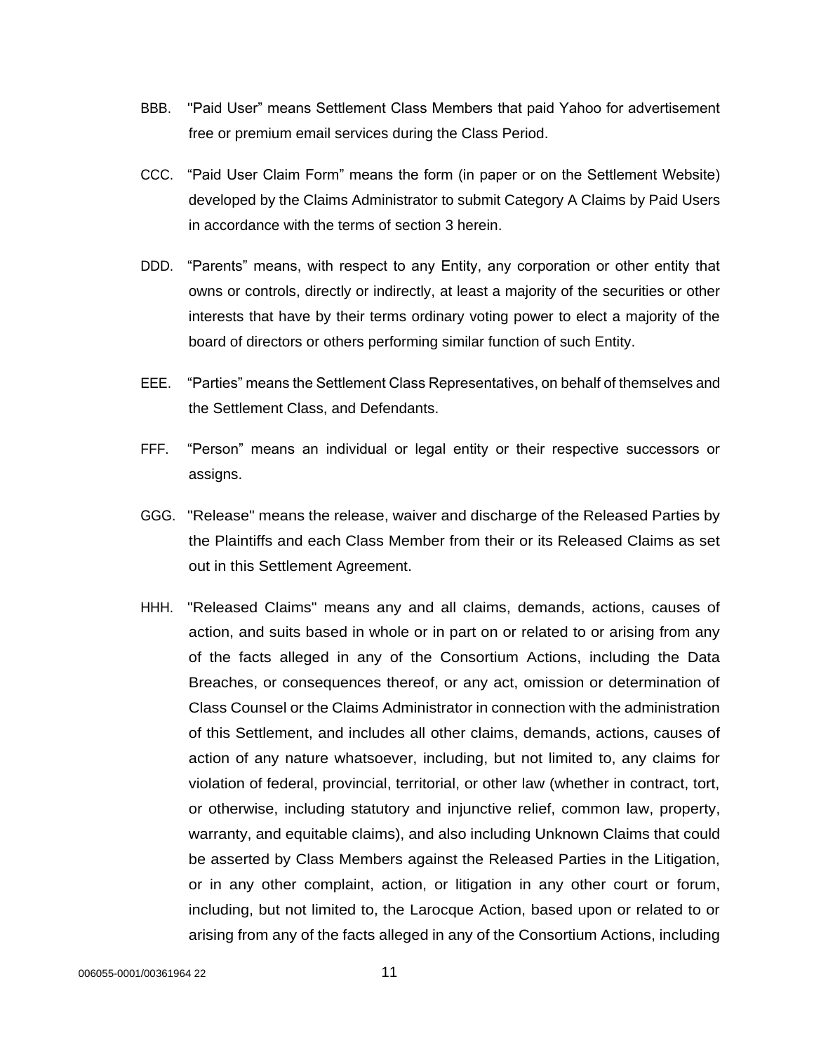BBB. "Paid User" means Settlement Class Members that paid Yahoo for advertisement free or premium email services during the Class Period.

CCC. "Paid User Claim Form" means the form (in paper or on the Settlement Website) developed by the Claims Administrator to submit Category A Claims by Paid Users in accordance with the terms of section 3 herein.

DDD. "Parents" means, with respect to any Entity, any corporation or other entity that owns or controls, directly or indirectly, at least a majority of the securities or other interests that have by their terms ordinary voting power to elect a majority of the board of directors or others performing similar function of such Entity.

EEE. "Parties" means the Settlement Class Representatives, on behalf of themselves and the Settlement Class, and Defendants.

FFF. "Person" means an individual or legal entity or their respective successors or assigns.

GGG. "Release" means the release, waiver and discharge of the Released Parties by the Plaintiffs and each Class Member from their or its Released Claims as set out in this Settlement Agreement.

HHH. "Released Claims" means any and all claims, demands, actions, causes of action, and suits based in whole or in part on or related to or arising from any of the facts alleged in any of the Consortium Actions, including the Data Breaches, or consequences thereof, or any act, omission or determination of Class Counsel or the Claims Administrator in connection with the administration of this Settlement, and includes all other claims, demands, actions, causes of action of any nature whatsoever, including, but not limited to, any claims for violation of federal, provincial, territorial, or other law (whether in contract, tort, or otherwise, including statutory and injunctive relief, common law, property, warranty, and equitable claims), and also including Unknown Claims that could be asserted by Class Members against the Released Parties in the Litigation, or in any other complaint, action, or litigation in any other court or forum, including, but not limited to, the Larocque Action, based upon or related to or arising from any of the facts alleged in any of the Consortium Actions, including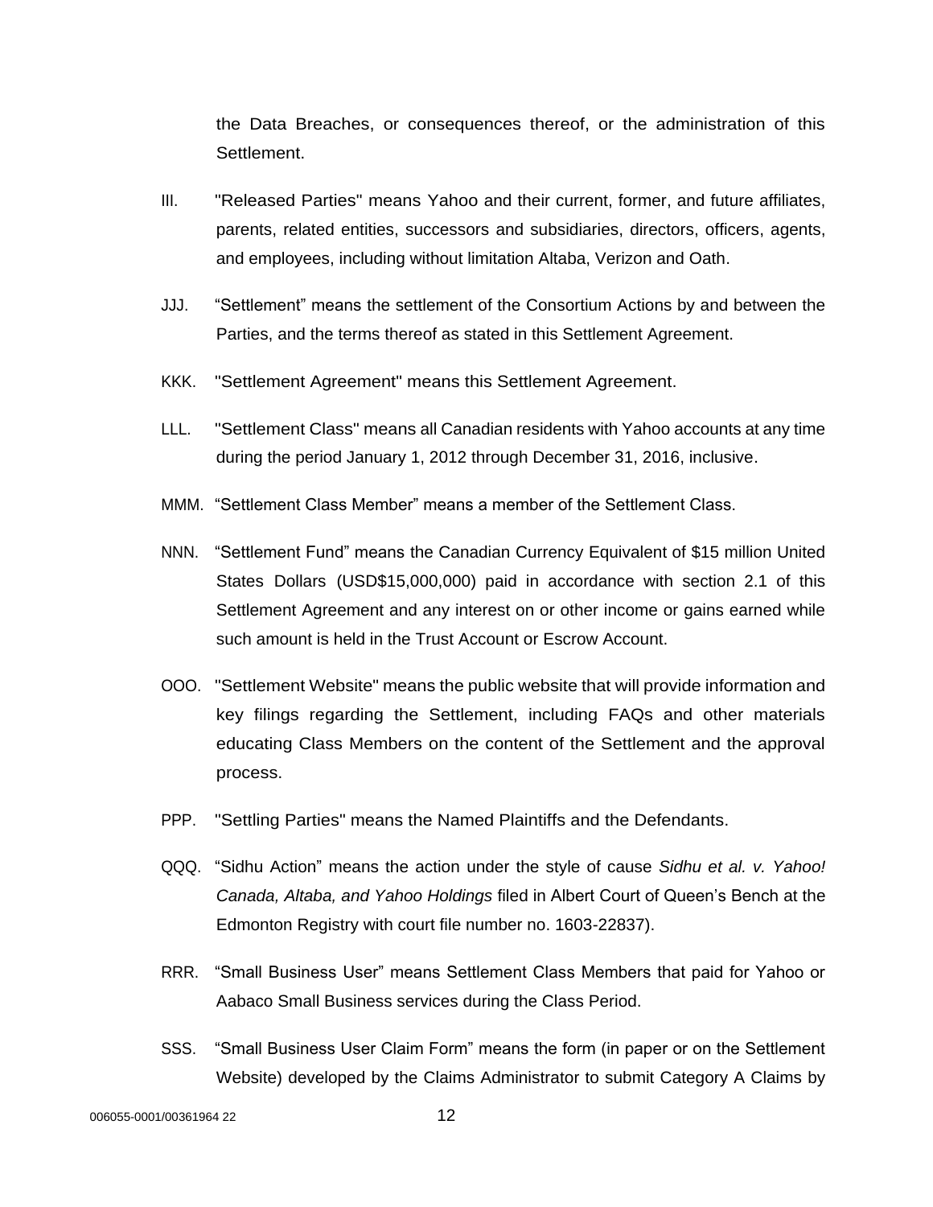the Data Breaches, or consequences thereof, or the administration of this Settlement.

III. "Released Parties" means Yahoo and their current, former, and future affiliates, parents, related entities, successors and subsidiaries, directors, officers, agents, and employees, including without limitation Altaba, Verizon and Oath.

JJJ. "Settlement" means the settlement of the Consortium Actions by and between the Parties, and the terms thereof as stated in this Settlement Agreement.

KKK. "Settlement Agreement" means this Settlement Agreement.

LLL. "Settlement Class" means all Canadian residents with Yahoo accounts at any time during the period January 1, 2012 through December 31, 2016, inclusive.

MMM. "Settlement Class Member" means a member of the Settlement Class.

NNN. "Settlement Fund" means the Canadian Currency Equivalent of $15 million United States Dollars (USD$15,000,000) paid in accordance with section 2.1 of this Settlement Agreement and any interest on or other income or gains earned while such amount is held in the Trust Account or Escrow Account.

OOO. "Settlement Website" means the public website that will provide information and key filings regarding the Settlement, including FAQs and other materials educating Class Members on the content of the Settlement and the approval process.

PPP. "Settling Parties" means the Named Plaintiffs and the Defendants.

QQQ. "Sidhu Action" means the action under the style of cause *Sidhu et al. v. Yahoo! Canada, Altaba, and Yahoo Holdings* filed in Albert Court of Queen's Bench at the Edmonton Registry with court file number no. 1603-22837).

RRR. "Small Business User" means Settlement Class Members that paid for Yahoo or Aabaco Small Business services during the Class Period.

SSS. "Small Business User Claim Form" means the form (in paper or on the Settlement Website) developed by the Claims Administrator to submit Category A Claims by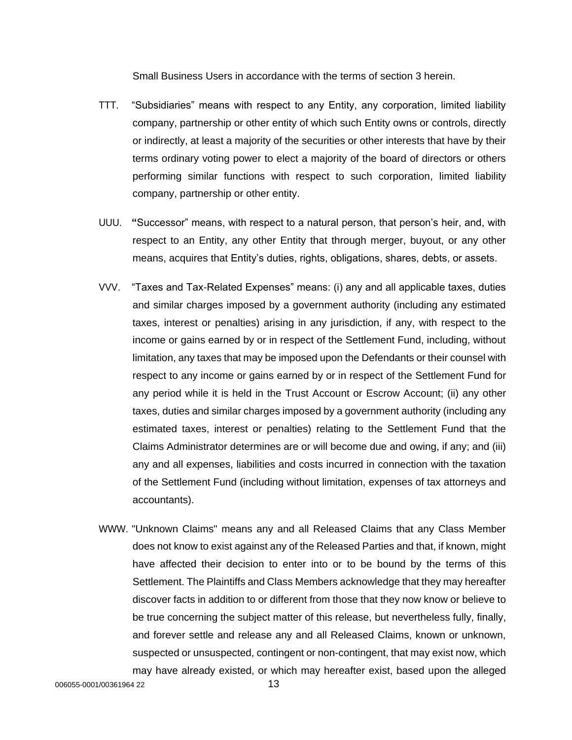Small Business Users in accordance with the terms of section 3 herein.

TTT. "Subsidiaries" means with respect to any Entity, any corporation, limited liability company, partnership or other entity of which such Entity owns or controls, directly or indirectly, at least a majority of the securities or other interests that have by their terms ordinary voting power to elect a majority of the board of directors or others performing similar functions with respect to such corporation, limited liability company, partnership or other entity.

UUU. **"**Successor" means, with respect to a natural person, that person's heir, and, with respect to an Entity, any other Entity that through merger, buyout, or any other means, acquires that Entity's duties, rights, obligations, shares, debts, or assets.

VVV. "Taxes and Tax-Related Expenses" means: (i) any and all applicable taxes, duties and similar charges imposed by a government authority (including any estimated taxes, interest or penalties) arising in any jurisdiction, if any, with respect to the income or gains earned by or in respect of the Settlement Fund, including, without limitation, any taxes that may be imposed upon the Defendants or their counsel with respect to any income or gains earned by or in respect of the Settlement Fund for any period while it is held in the Trust Account or Escrow Account; (ii) any other taxes, duties and similar charges imposed by a government authority (including any estimated taxes, interest or penalties) relating to the Settlement Fund that the Claims Administrator determines are or will become due and owing, if any; and (iii) any and all expenses, liabilities and costs incurred in connection with the taxation of the Settlement Fund (including without limitation, expenses of tax attorneys and accountants).

WWW. "Unknown Claims" means any and all Released Claims that any Class Member does not know to exist against any of the Released Parties and that, if known, might have affected their decision to enter into or to be bound by the terms of this Settlement. The Plaintiffs and Class Members acknowledge that they may hereafter discover facts in addition to or different from those that they now know or believe to be true concerning the subject matter of this release, but nevertheless fully, finally, and forever settle and release any and all Released Claims, known or unknown, suspected or unsuspected, contingent or non-contingent, that may exist now, which may have already existed, or which may hereafter exist, based upon the alleged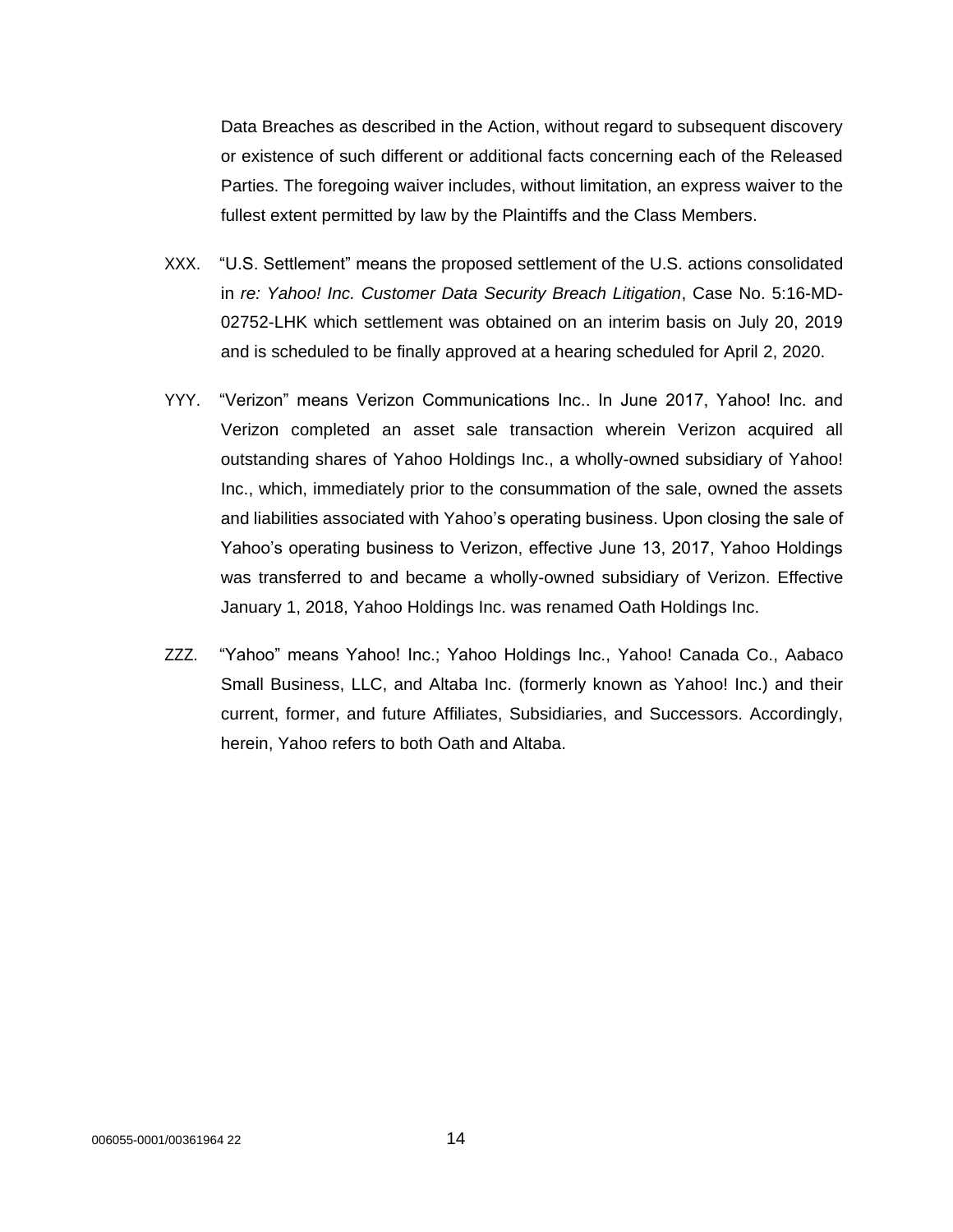Data Breaches as described in the Action, without regard to subsequent discovery or existence of such different or additional facts concerning each of the Released Parties. The foregoing waiver includes, without limitation, an express waiver to the fullest extent permitted by law by the Plaintiffs and the Class Members.

XXX. "U.S. Settlement" means the proposed settlement of the U.S. actions consolidated in *re: Yahoo! Inc. Customer Data Security Breach Litigation*, Case No. 5:16-MD-02752-LHK which settlement was obtained on an interim basis on July 20, 2019 and is scheduled to be finally approved at a hearing scheduled for April 2, 2020.

YYY. "Verizon" means Verizon Communications Inc.. In June 2017, Yahoo! Inc. and Verizon completed an asset sale transaction wherein Verizon acquired all outstanding shares of Yahoo Holdings Inc., a wholly-owned subsidiary of Yahoo! Inc., which, immediately prior to the consummation of the sale, owned the assets and liabilities associated with Yahoo's operating business. Upon closing the sale of Yahoo's operating business to Verizon, effective June 13, 2017, Yahoo Holdings was transferred to and became a wholly-owned subsidiary of Verizon. Effective January 1, 2018, Yahoo Holdings Inc. was renamed Oath Holdings Inc.

ZZZ. "Yahoo" means Yahoo! Inc.; Yahoo Holdings Inc., Yahoo! Canada Co., Aabaco Small Business, LLC, and Altaba Inc. (formerly known as Yahoo! Inc.) and their current, former, and future Affiliates, Subsidiaries, and Successors. Accordingly, herein, Yahoo refers to both Oath and Altaba.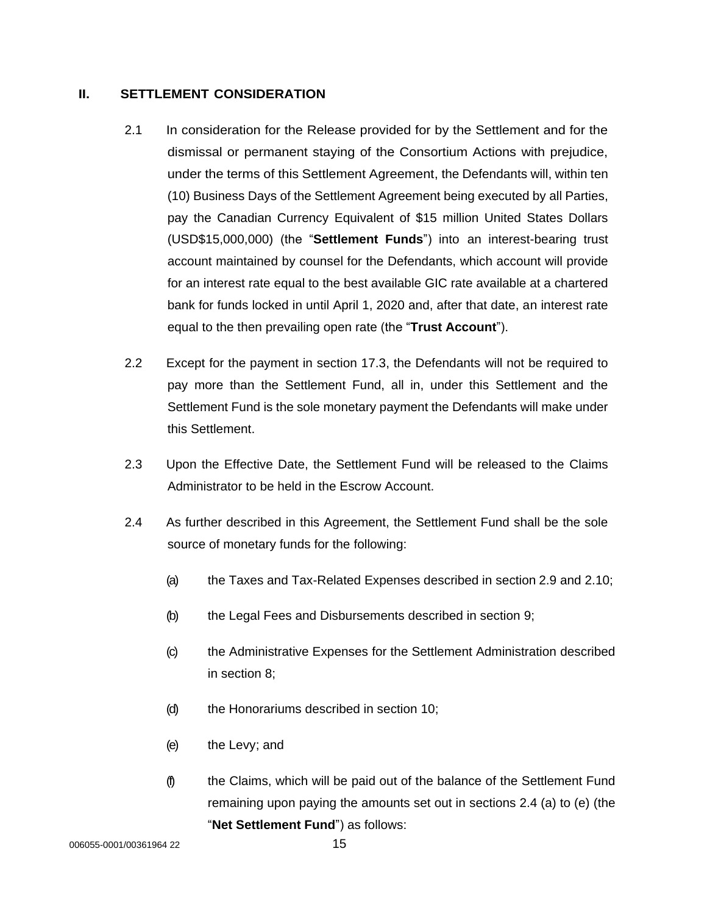## II. SETTLEMENT CONSIDERATION

2.1 In consideration for the Release provided for by the Settlement and for the dismissal or permanent staying of the Consortium Actions with prejudice, under the terms of this Settlement Agreement, the Defendants will, within ten (10) Business Days of the Settlement Agreement being executed by all Parties, pay the Canadian Currency Equivalent of $15 million United States Dollars (USD$15,000,000) (the "**Settlement Funds**") into an interest-bearing trust account maintained by counsel for the Defendants, which account will provide for an interest rate equal to the best available GIC rate available at a chartered bank for funds locked in until April 1, 2020 and, after that date, an interest rate equal to the then prevailing open rate (the "**Trust Account**").

2.2 Except for the payment in section 17.3, the Defendants will not be required to pay more than the Settlement Fund, all in, under this Settlement and the Settlement Fund is the sole monetary payment the Defendants will make under this Settlement.

2.3 Upon the Effective Date, the Settlement Fund will be released to the Claims Administrator to be held in the Escrow Account.

2.4 As further described in this Agreement, the Settlement Fund shall be the sole source of monetary funds for the following:

(a) the Taxes and Tax-Related Expenses described in section 2.9 and 2.10;

(b) the Legal Fees and Disbursements described in section 9;

(c) the Administrative Expenses for the Settlement Administration described in section 8;

(d) the Honorariums described in section 10;

(e) the Levy; and

(f) the Claims, which will be paid out of the balance of the Settlement Fund remaining upon paying the amounts set out in sections 2.4 (a) to (e) (the "**Net Settlement Fund**") as follows: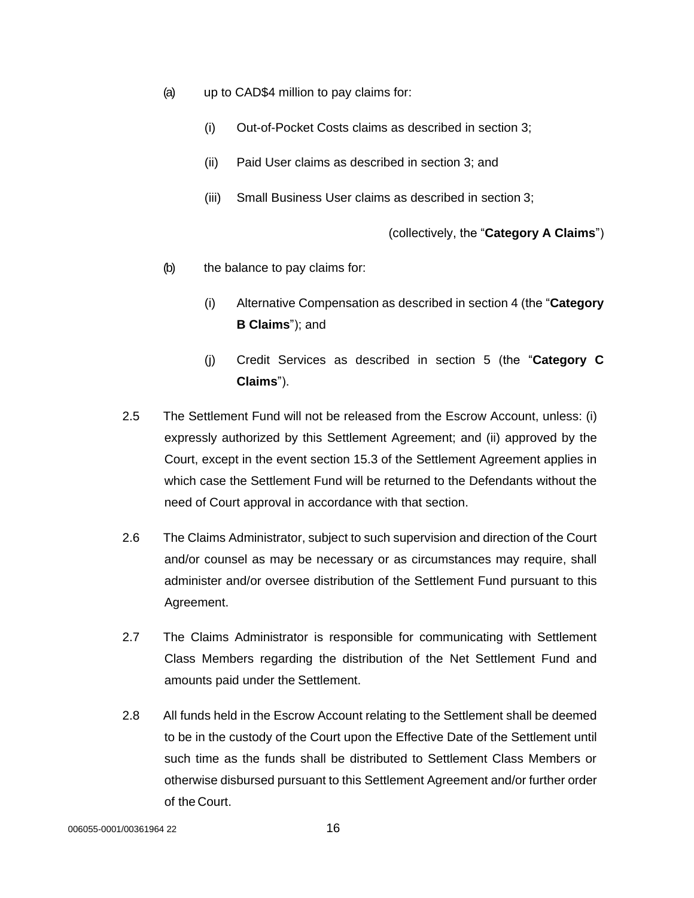(a) up to CAD$4 million to pay claims for:

  (i) Out-of-Pocket Costs claims as described in section 3;

  (ii) Paid User claims as described in section 3; and

  (iii) Small Business User claims as described in section 3;

(collectively, the "**Category A Claims**")

(b) the balance to pay claims for:

  (i) Alternative Compensation as described in section 4 (the "**Category B Claims**"); and

  (j) Credit Services as described in section 5 (the "**Category C Claims**").

2.5 The Settlement Fund will not be released from the Escrow Account, unless: (i) expressly authorized by this Settlement Agreement; and (ii) approved by the Court, except in the event section 15.3 of the Settlement Agreement applies in which case the Settlement Fund will be returned to the Defendants without the need of Court approval in accordance with that section.

2.6 The Claims Administrator, subject to such supervision and direction of the Court and/or counsel as may be necessary or as circumstances may require, shall administer and/or oversee distribution of the Settlement Fund pursuant to this Agreement.

2.7 The Claims Administrator is responsible for communicating with Settlement Class Members regarding the distribution of the Net Settlement Fund and amounts paid under the Settlement.

2.8 All funds held in the Escrow Account relating to the Settlement shall be deemed to be in the custody of the Court upon the Effective Date of the Settlement until such time as the funds shall be distributed to Settlement Class Members or otherwise disbursed pursuant to this Settlement Agreement and/or further order of the Court.

006055-0001/00361964 22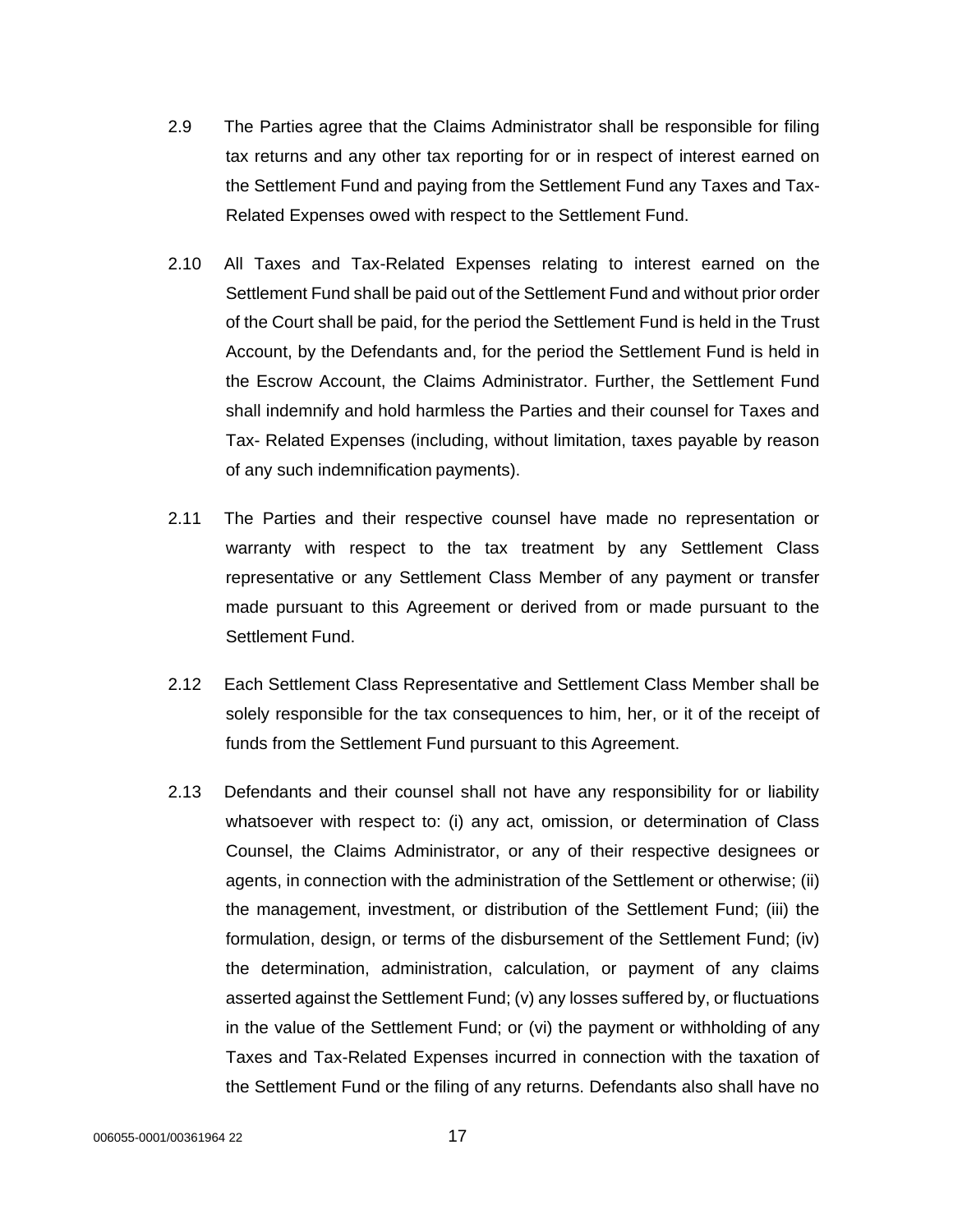2.9 The Parties agree that the Claims Administrator shall be responsible for filing tax returns and any other tax reporting for or in respect of interest earned on the Settlement Fund and paying from the Settlement Fund any Taxes and Tax-Related Expenses owed with respect to the Settlement Fund.

2.10 All Taxes and Tax-Related Expenses relating to interest earned on the Settlement Fund shall be paid out of the Settlement Fund and without prior order of the Court shall be paid, for the period the Settlement Fund is held in the Trust Account, by the Defendants and, for the period the Settlement Fund is held in the Escrow Account, the Claims Administrator. Further, the Settlement Fund shall indemnify and hold harmless the Parties and their counsel for Taxes and Tax- Related Expenses (including, without limitation, taxes payable by reason of any such indemnification payments).

2.11 The Parties and their respective counsel have made no representation or warranty with respect to the tax treatment by any Settlement Class representative or any Settlement Class Member of any payment or transfer made pursuant to this Agreement or derived from or made pursuant to the Settlement Fund.

2.12 Each Settlement Class Representative and Settlement Class Member shall be solely responsible for the tax consequences to him, her, or it of the receipt of funds from the Settlement Fund pursuant to this Agreement.

2.13 Defendants and their counsel shall not have any responsibility for or liability whatsoever with respect to: (i) any act, omission, or determination of Class Counsel, the Claims Administrator, or any of their respective designees or agents, in connection with the administration of the Settlement or otherwise; (ii) the management, investment, or distribution of the Settlement Fund; (iii) the formulation, design, or terms of the disbursement of the Settlement Fund; (iv) the determination, administration, calculation, or payment of any claims asserted against the Settlement Fund; (v) any losses suffered by, or fluctuations in the value of the Settlement Fund; or (vi) the payment or withholding of any Taxes and Tax-Related Expenses incurred in connection with the taxation of the Settlement Fund or the filing of any returns. Defendants also shall have no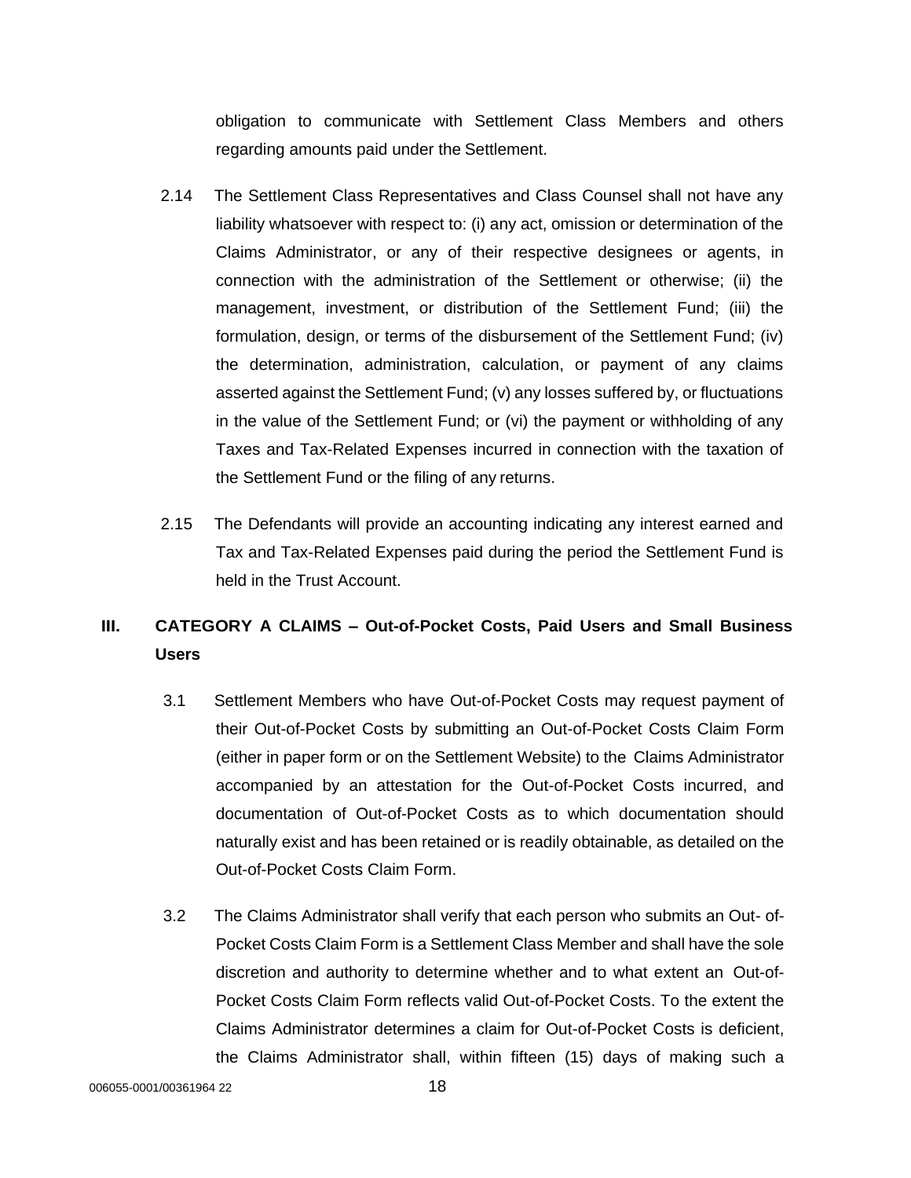obligation to communicate with Settlement Class Members and others regarding amounts paid under the Settlement.

2.14 The Settlement Class Representatives and Class Counsel shall not have any liability whatsoever with respect to: (i) any act, omission or determination of the Claims Administrator, or any of their respective designees or agents, in connection with the administration of the Settlement or otherwise; (ii) the management, investment, or distribution of the Settlement Fund; (iii) the formulation, design, or terms of the disbursement of the Settlement Fund; (iv) the determination, administration, calculation, or payment of any claims asserted against the Settlement Fund; (v) any losses suffered by, or fluctuations in the value of the Settlement Fund; or (vi) the payment or withholding of any Taxes and Tax-Related Expenses incurred in connection with the taxation of the Settlement Fund or the filing of any returns.

2.15 The Defendants will provide an accounting indicating any interest earned and Tax and Tax-Related Expenses paid during the period the Settlement Fund is held in the Trust Account.

## III. CATEGORY A CLAIMS – Out-of-Pocket Costs, Paid Users and Small Business Users

3.1 Settlement Members who have Out-of-Pocket Costs may request payment of their Out-of-Pocket Costs by submitting an Out-of-Pocket Costs Claim Form (either in paper form or on the Settlement Website) to the Claims Administrator accompanied by an attestation for the Out-of-Pocket Costs incurred, and documentation of Out-of-Pocket Costs as to which documentation should naturally exist and has been retained or is readily obtainable, as detailed on the Out-of-Pocket Costs Claim Form.

3.2 The Claims Administrator shall verify that each person who submits an Out- of-Pocket Costs Claim Form is a Settlement Class Member and shall have the sole discretion and authority to determine whether and to what extent an Out-of-Pocket Costs Claim Form reflects valid Out-of-Pocket Costs. To the extent the Claims Administrator determines a claim for Out-of-Pocket Costs is deficient, the Claims Administrator shall, within fifteen (15) days of making such a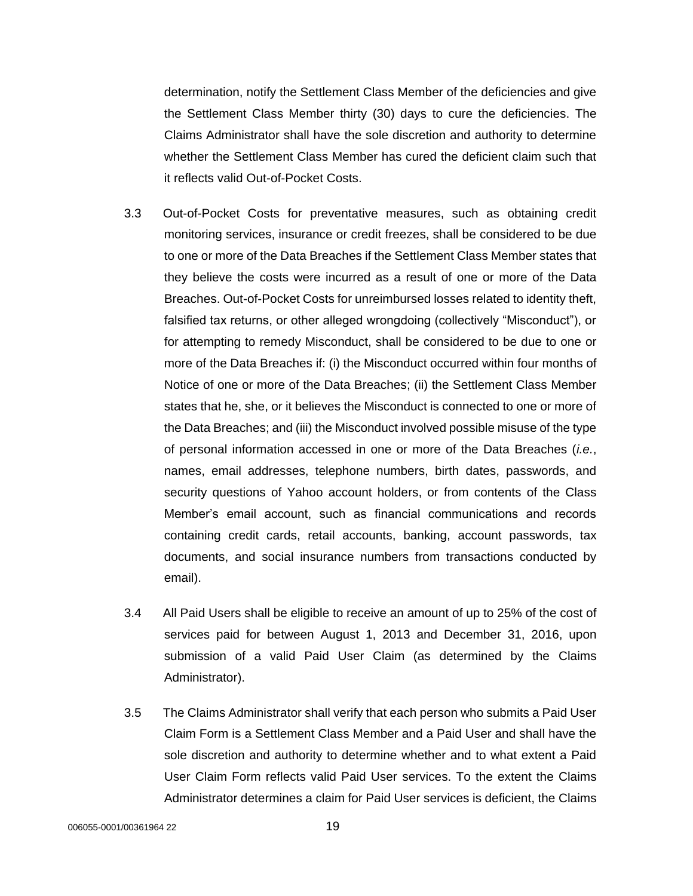determination, notify the Settlement Class Member of the deficiencies and give the Settlement Class Member thirty (30) days to cure the deficiencies. The Claims Administrator shall have the sole discretion and authority to determine whether the Settlement Class Member has cured the deficient claim such that it reflects valid Out-of-Pocket Costs.

3.3 Out-of-Pocket Costs for preventative measures, such as obtaining credit monitoring services, insurance or credit freezes, shall be considered to be due to one or more of the Data Breaches if the Settlement Class Member states that they believe the costs were incurred as a result of one or more of the Data Breaches. Out-of-Pocket Costs for unreimbursed losses related to identity theft, falsified tax returns, or other alleged wrongdoing (collectively "Misconduct"), or for attempting to remedy Misconduct, shall be considered to be due to one or more of the Data Breaches if: (i) the Misconduct occurred within four months of Notice of one or more of the Data Breaches; (ii) the Settlement Class Member states that he, she, or it believes the Misconduct is connected to one or more of the Data Breaches; and (iii) the Misconduct involved possible misuse of the type of personal information accessed in one or more of the Data Breaches (*i.e.*, names, email addresses, telephone numbers, birth dates, passwords, and security questions of Yahoo account holders, or from contents of the Class Member's email account, such as financial communications and records containing credit cards, retail accounts, banking, account passwords, tax documents, and social insurance numbers from transactions conducted by email).

3.4 All Paid Users shall be eligible to receive an amount of up to 25% of the cost of services paid for between August 1, 2013 and December 31, 2016, upon submission of a valid Paid User Claim (as determined by the Claims Administrator).

3.5 The Claims Administrator shall verify that each person who submits a Paid User Claim Form is a Settlement Class Member and a Paid User and shall have the sole discretion and authority to determine whether and to what extent a Paid User Claim Form reflects valid Paid User services. To the extent the Claims Administrator determines a claim for Paid User services is deficient, the Claims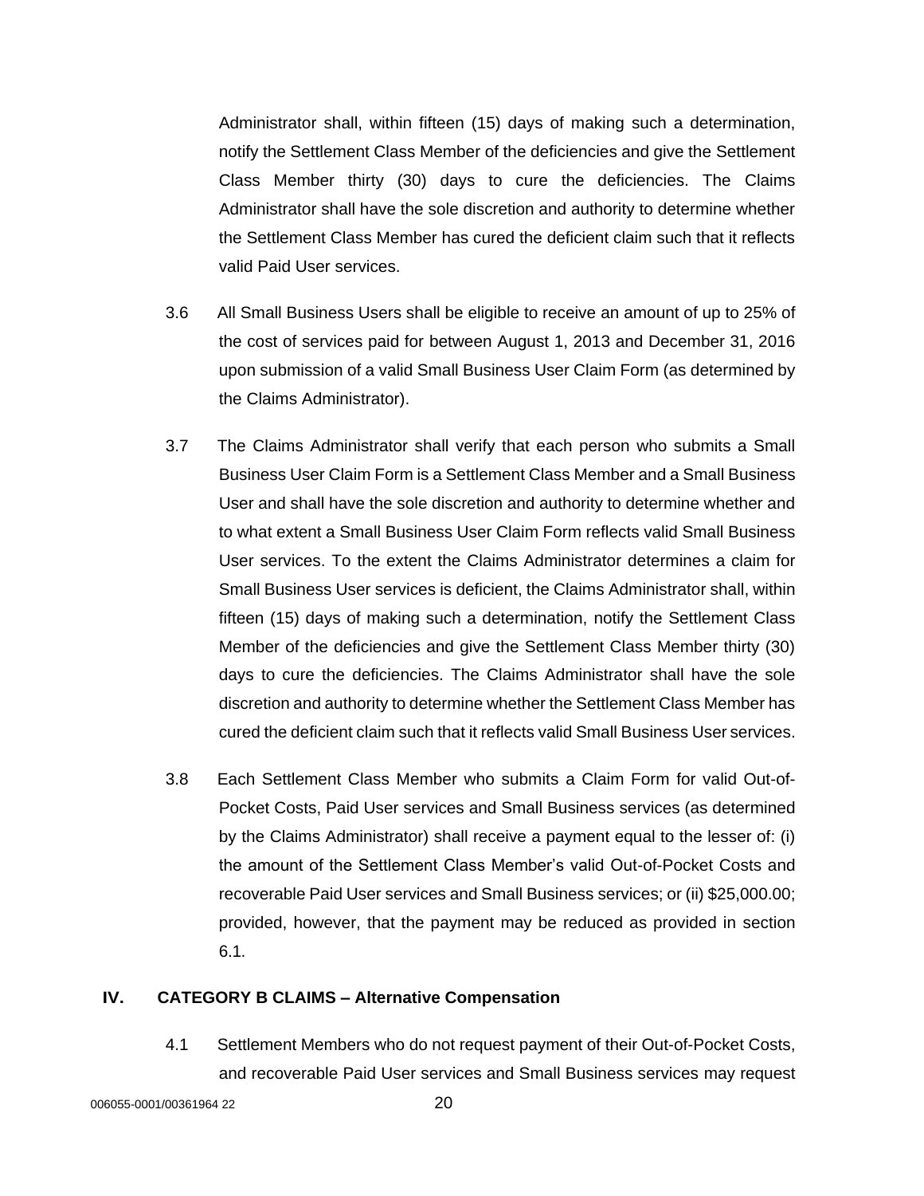Administrator shall, within fifteen (15) days of making such a determination, notify the Settlement Class Member of the deficiencies and give the Settlement Class Member thirty (30) days to cure the deficiencies. The Claims Administrator shall have the sole discretion and authority to determine whether the Settlement Class Member has cured the deficient claim such that it reflects valid Paid User services.

3.6 All Small Business Users shall be eligible to receive an amount of up to 25% of the cost of services paid for between August 1, 2013 and December 31, 2016 upon submission of a valid Small Business User Claim Form (as determined by the Claims Administrator).

3.7 The Claims Administrator shall verify that each person who submits a Small Business User Claim Form is a Settlement Class Member and a Small Business User and shall have the sole discretion and authority to determine whether and to what extent a Small Business User Claim Form reflects valid Small Business User services. To the extent the Claims Administrator determines a claim for Small Business User services is deficient, the Claims Administrator shall, within fifteen (15) days of making such a determination, notify the Settlement Class Member of the deficiencies and give the Settlement Class Member thirty (30) days to cure the deficiencies. The Claims Administrator shall have the sole discretion and authority to determine whether the Settlement Class Member has cured the deficient claim such that it reflects valid Small Business User services.

3.8 Each Settlement Class Member who submits a Claim Form for valid Out-of-Pocket Costs, Paid User services and Small Business services (as determined by the Claims Administrator) shall receive a payment equal to the lesser of: (i) the amount of the Settlement Class Member's valid Out-of-Pocket Costs and recoverable Paid User services and Small Business services; or (ii) $25,000.00; provided, however, that the payment may be reduced as provided in section 6.1.

## IV. CATEGORY B CLAIMS – Alternative Compensation

4.1 Settlement Members who do not request payment of their Out-of-Pocket Costs, and recoverable Paid User services and Small Business services may request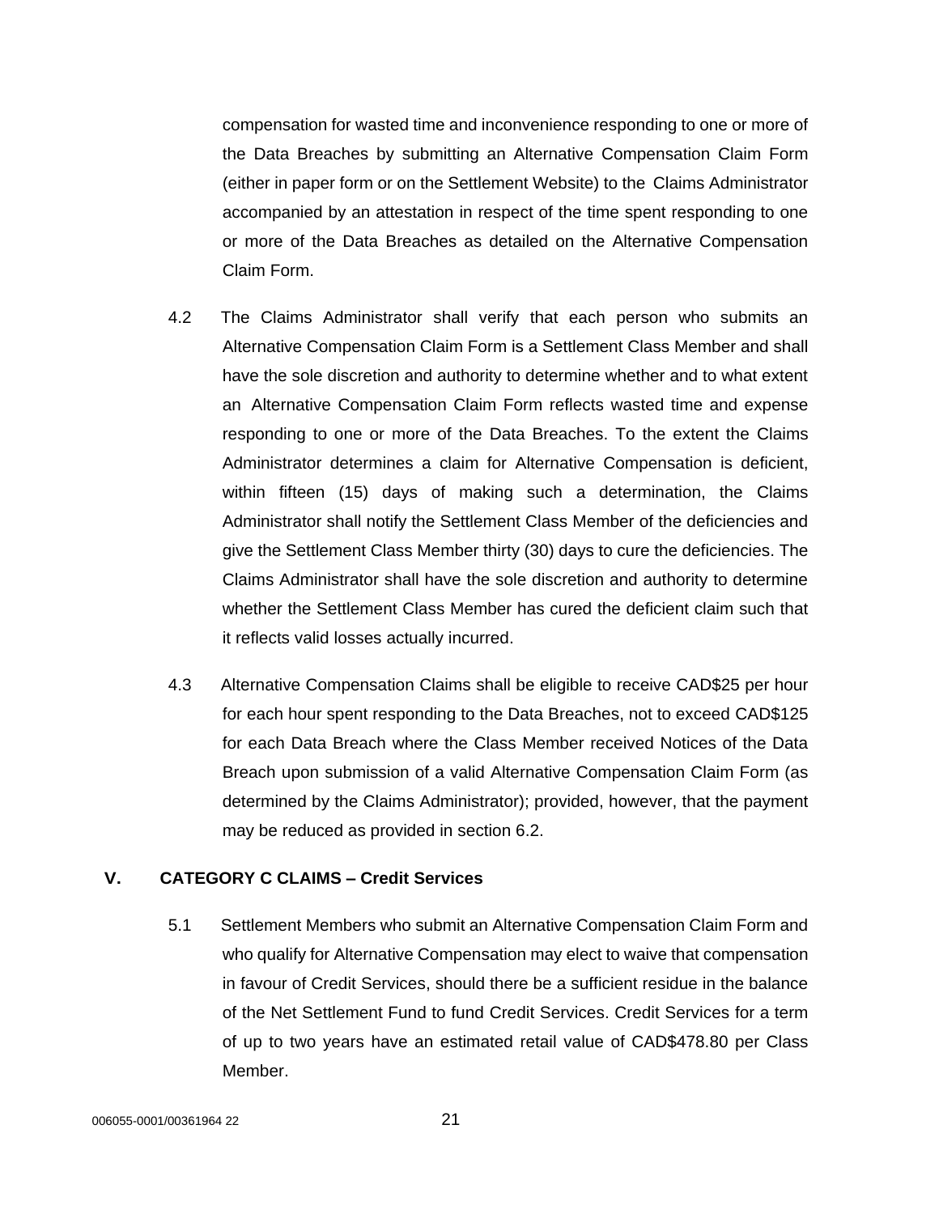compensation for wasted time and inconvenience responding to one or more of the Data Breaches by submitting an Alternative Compensation Claim Form (either in paper form or on the Settlement Website) to the Claims Administrator accompanied by an attestation in respect of the time spent responding to one or more of the Data Breaches as detailed on the Alternative Compensation Claim Form.

4.2 The Claims Administrator shall verify that each person who submits an Alternative Compensation Claim Form is a Settlement Class Member and shall have the sole discretion and authority to determine whether and to what extent an Alternative Compensation Claim Form reflects wasted time and expense responding to one or more of the Data Breaches. To the extent the Claims Administrator determines a claim for Alternative Compensation is deficient, within fifteen (15) days of making such a determination, the Claims Administrator shall notify the Settlement Class Member of the deficiencies and give the Settlement Class Member thirty (30) days to cure the deficiencies. The Claims Administrator shall have the sole discretion and authority to determine whether the Settlement Class Member has cured the deficient claim such that it reflects valid losses actually incurred.

4.3 Alternative Compensation Claims shall be eligible to receive CAD$25 per hour for each hour spent responding to the Data Breaches, not to exceed CAD$125 for each Data Breach where the Class Member received Notices of the Data Breach upon submission of a valid Alternative Compensation Claim Form (as determined by the Claims Administrator); provided, however, that the payment may be reduced as provided in section 6.2.

## V. CATEGORY C CLAIMS – Credit Services

5.1 Settlement Members who submit an Alternative Compensation Claim Form and who qualify for Alternative Compensation may elect to waive that compensation in favour of Credit Services, should there be a sufficient residue in the balance of the Net Settlement Fund to fund Credit Services. Credit Services for a term of up to two years have an estimated retail value of CAD$478.80 per Class Member.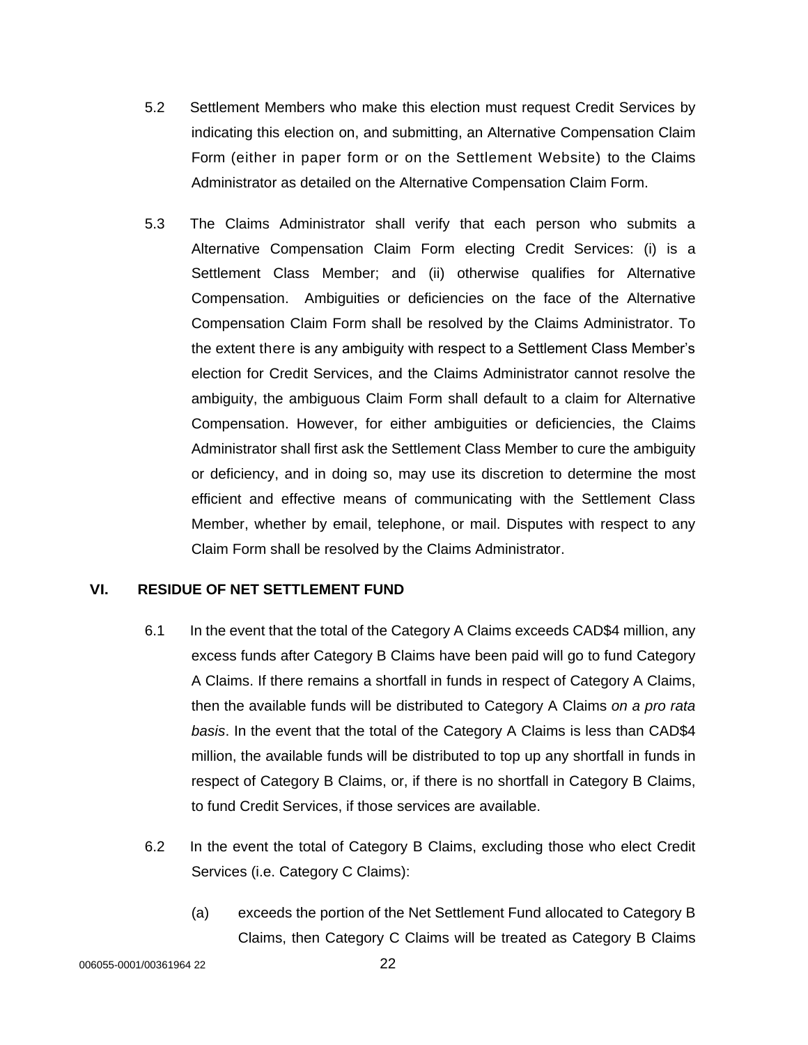5.2 Settlement Members who make this election must request Credit Services by indicating this election on, and submitting, an Alternative Compensation Claim Form (either in paper form or on the Settlement Website) to the Claims Administrator as detailed on the Alternative Compensation Claim Form.

5.3 The Claims Administrator shall verify that each person who submits a Alternative Compensation Claim Form electing Credit Services: (i) is a Settlement Class Member; and (ii) otherwise qualifies for Alternative Compensation. Ambiguities or deficiencies on the face of the Alternative Compensation Claim Form shall be resolved by the Claims Administrator. To the extent there is any ambiguity with respect to a Settlement Class Member's election for Credit Services, and the Claims Administrator cannot resolve the ambiguity, the ambiguous Claim Form shall default to a claim for Alternative Compensation. However, for either ambiguities or deficiencies, the Claims Administrator shall first ask the Settlement Class Member to cure the ambiguity or deficiency, and in doing so, may use its discretion to determine the most efficient and effective means of communicating with the Settlement Class Member, whether by email, telephone, or mail. Disputes with respect to any Claim Form shall be resolved by the Claims Administrator.

## VI. RESIDUE OF NET SETTLEMENT FUND

6.1 In the event that the total of the Category A Claims exceeds CAD$4 million, any excess funds after Category B Claims have been paid will go to fund Category A Claims. If there remains a shortfall in funds in respect of Category A Claims, then the available funds will be distributed to Category A Claims *on a pro rata basis*. In the event that the total of the Category A Claims is less than CAD$4 million, the available funds will be distributed to top up any shortfall in funds in respect of Category B Claims, or, if there is no shortfall in Category B Claims, to fund Credit Services, if those services are available.

6.2 In the event the total of Category B Claims, excluding those who elect Credit Services (i.e. Category C Claims):

(a) exceeds the portion of the Net Settlement Fund allocated to Category B Claims, then Category C Claims will be treated as Category B Claims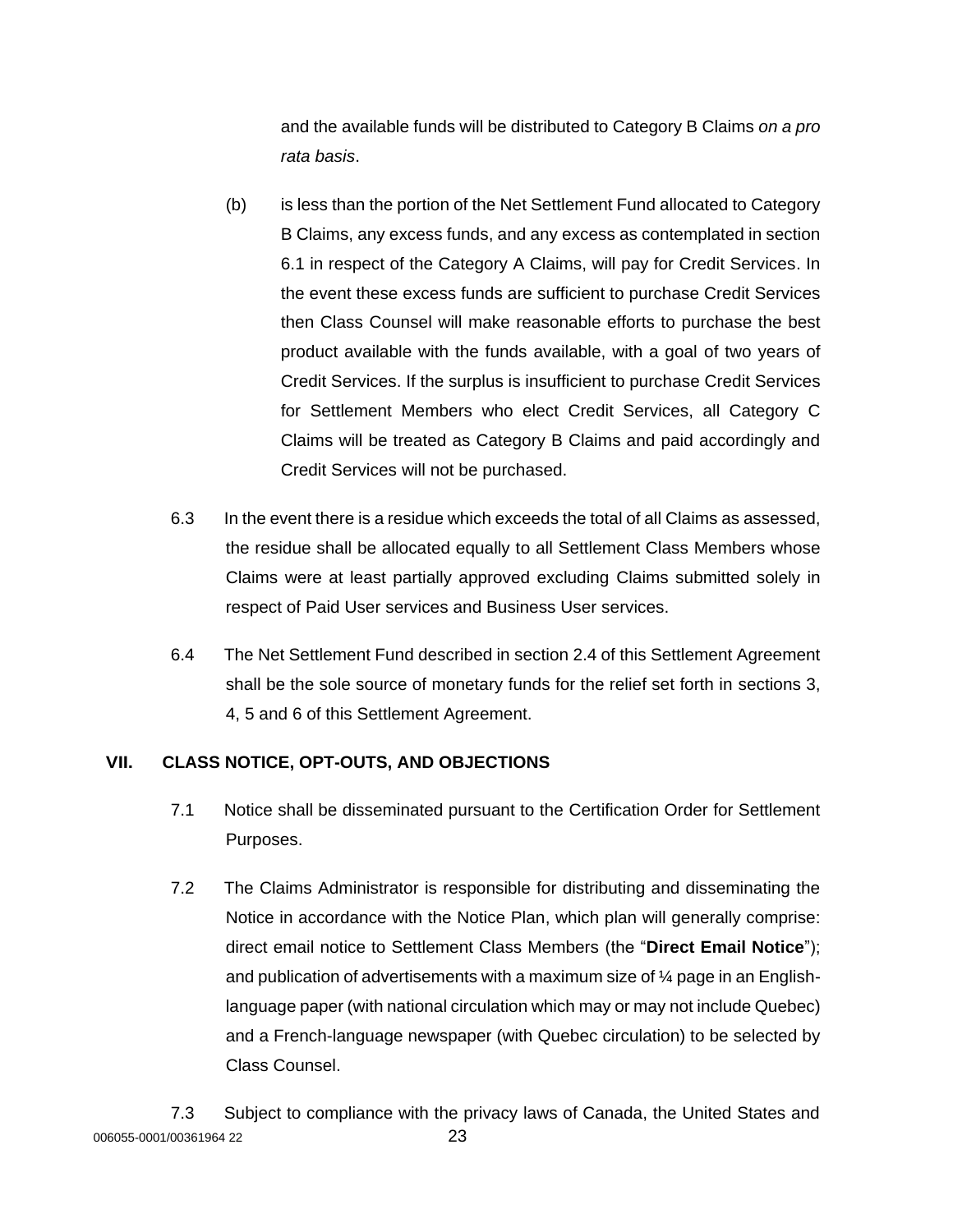and the available funds will be distributed to Category B Claims *on a pro rata basis*.

(b) is less than the portion of the Net Settlement Fund allocated to Category B Claims, any excess funds, and any excess as contemplated in section 6.1 in respect of the Category A Claims, will pay for Credit Services. In the event these excess funds are sufficient to purchase Credit Services then Class Counsel will make reasonable efforts to purchase the best product available with the funds available, with a goal of two years of Credit Services. If the surplus is insufficient to purchase Credit Services for Settlement Members who elect Credit Services, all Category C Claims will be treated as Category B Claims and paid accordingly and Credit Services will not be purchased.

6.3 In the event there is a residue which exceeds the total of all Claims as assessed, the residue shall be allocated equally to all Settlement Class Members whose Claims were at least partially approved excluding Claims submitted solely in respect of Paid User services and Business User services.

6.4 The Net Settlement Fund described in section 2.4 of this Settlement Agreement shall be the sole source of monetary funds for the relief set forth in sections 3, 4, 5 and 6 of this Settlement Agreement.

## VII. CLASS NOTICE, OPT-OUTS, AND OBJECTIONS

7.1 Notice shall be disseminated pursuant to the Certification Order for Settlement Purposes.

7.2 The Claims Administrator is responsible for distributing and disseminating the Notice in accordance with the Notice Plan, which plan will generally comprise: direct email notice to Settlement Class Members (the "**Direct Email Notice**"); and publication of advertisements with a maximum size of ¼ page in an English-language paper (with national circulation which may or may not include Quebec) and a French-language newspaper (with Quebec circulation) to be selected by Class Counsel.

7.3 Subject to compliance with the privacy laws of Canada, the United States and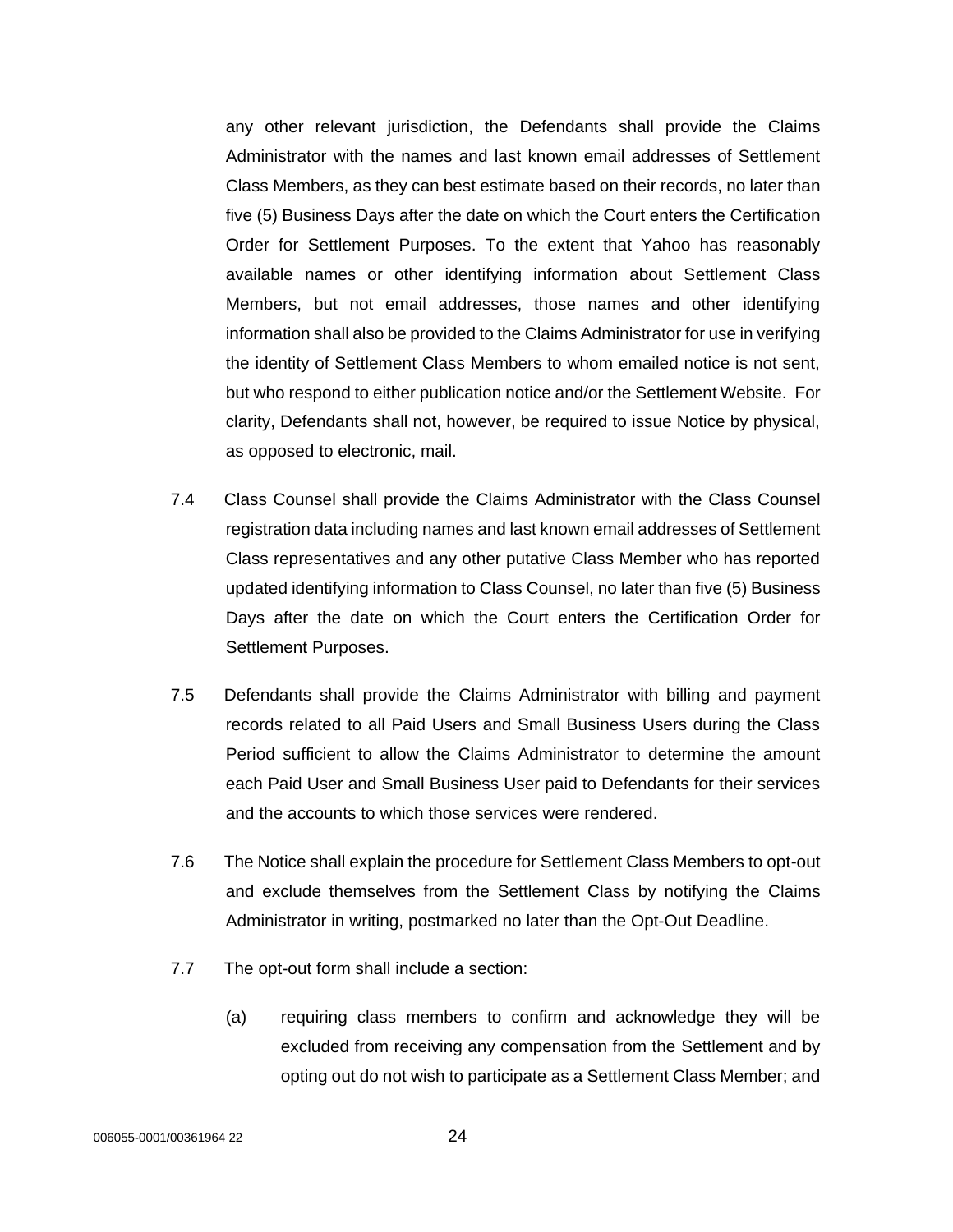any other relevant jurisdiction, the Defendants shall provide the Claims Administrator with the names and last known email addresses of Settlement Class Members, as they can best estimate based on their records, no later than five (5) Business Days after the date on which the Court enters the Certification Order for Settlement Purposes. To the extent that Yahoo has reasonably available names or other identifying information about Settlement Class Members, but not email addresses, those names and other identifying information shall also be provided to the Claims Administrator for use in verifying the identity of Settlement Class Members to whom emailed notice is not sent, but who respond to either publication notice and/or the Settlement Website. For clarity, Defendants shall not, however, be required to issue Notice by physical, as opposed to electronic, mail.

7.4 Class Counsel shall provide the Claims Administrator with the Class Counsel registration data including names and last known email addresses of Settlement Class representatives and any other putative Class Member who has reported updated identifying information to Class Counsel, no later than five (5) Business Days after the date on which the Court enters the Certification Order for Settlement Purposes.

7.5 Defendants shall provide the Claims Administrator with billing and payment records related to all Paid Users and Small Business Users during the Class Period sufficient to allow the Claims Administrator to determine the amount each Paid User and Small Business User paid to Defendants for their services and the accounts to which those services were rendered.

7.6 The Notice shall explain the procedure for Settlement Class Members to opt-out and exclude themselves from the Settlement Class by notifying the Claims Administrator in writing, postmarked no later than the Opt-Out Deadline.

7.7 The opt-out form shall include a section:

(a) requiring class members to confirm and acknowledge they will be excluded from receiving any compensation from the Settlement and by opting out do not wish to participate as a Settlement Class Member; and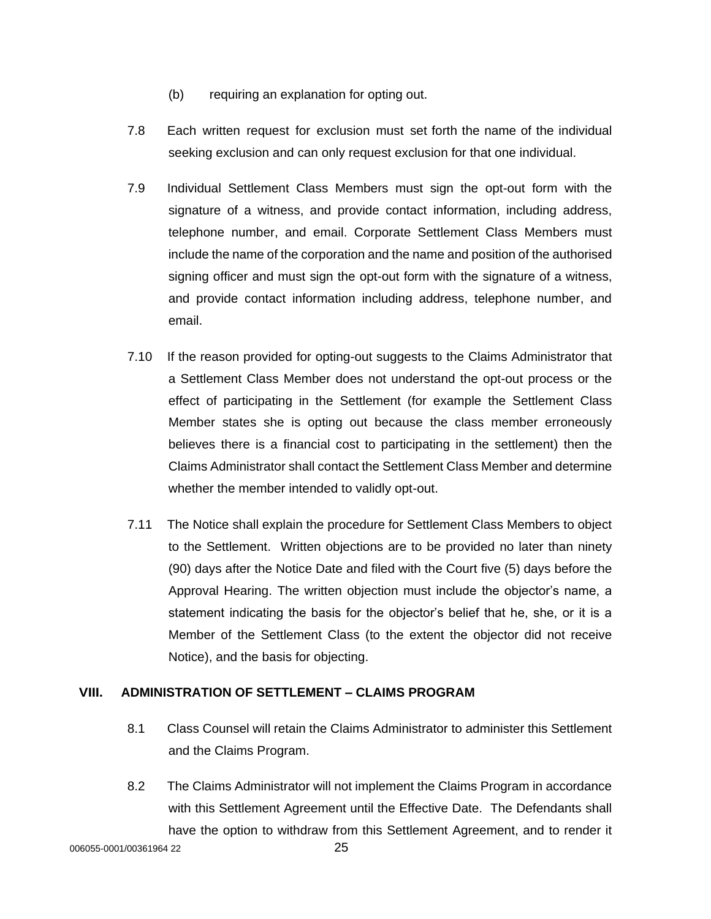(b) requiring an explanation for opting out.

7.8 Each written request for exclusion must set forth the name of the individual seeking exclusion and can only request exclusion for that one individual.

7.9 Individual Settlement Class Members must sign the opt-out form with the signature of a witness, and provide contact information, including address, telephone number, and email. Corporate Settlement Class Members must include the name of the corporation and the name and position of the authorised signing officer and must sign the opt-out form with the signature of a witness, and provide contact information including address, telephone number, and email.

7.10 If the reason provided for opting-out suggests to the Claims Administrator that a Settlement Class Member does not understand the opt-out process or the effect of participating in the Settlement (for example the Settlement Class Member states she is opting out because the class member erroneously believes there is a financial cost to participating in the settlement) then the Claims Administrator shall contact the Settlement Class Member and determine whether the member intended to validly opt-out.

7.11 The Notice shall explain the procedure for Settlement Class Members to object to the Settlement. Written objections are to be provided no later than ninety (90) days after the Notice Date and filed with the Court five (5) days before the Approval Hearing. The written objection must include the objector's name, a statement indicating the basis for the objector's belief that he, she, or it is a Member of the Settlement Class (to the extent the objector did not receive Notice), and the basis for objecting.

## VIII. ADMINISTRATION OF SETTLEMENT – CLAIMS PROGRAM

8.1 Class Counsel will retain the Claims Administrator to administer this Settlement and the Claims Program.

8.2 The Claims Administrator will not implement the Claims Program in accordance with this Settlement Agreement until the Effective Date. The Defendants shall have the option to withdraw from this Settlement Agreement, and to render it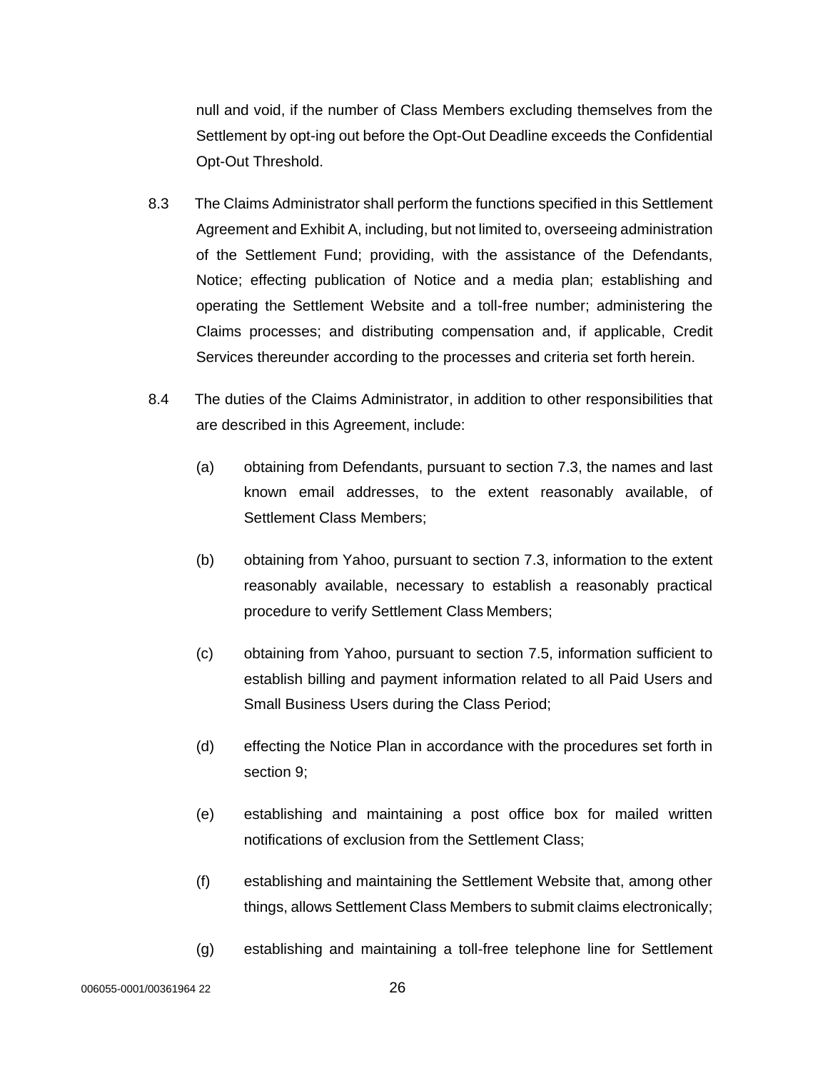null and void, if the number of Class Members excluding themselves from the Settlement by opt-ing out before the Opt-Out Deadline exceeds the Confidential Opt-Out Threshold.

8.3 The Claims Administrator shall perform the functions specified in this Settlement Agreement and Exhibit A, including, but not limited to, overseeing administration of the Settlement Fund; providing, with the assistance of the Defendants, Notice; effecting publication of Notice and a media plan; establishing and operating the Settlement Website and a toll-free number; administering the Claims processes; and distributing compensation and, if applicable, Credit Services thereunder according to the processes and criteria set forth herein.

8.4 The duties of the Claims Administrator, in addition to other responsibilities that are described in this Agreement, include:

(a) obtaining from Defendants, pursuant to section 7.3, the names and last known email addresses, to the extent reasonably available, of Settlement Class Members;

(b) obtaining from Yahoo, pursuant to section 7.3, information to the extent reasonably available, necessary to establish a reasonably practical procedure to verify Settlement Class Members;

(c) obtaining from Yahoo, pursuant to section 7.5, information sufficient to establish billing and payment information related to all Paid Users and Small Business Users during the Class Period;

(d) effecting the Notice Plan in accordance with the procedures set forth in section 9;

(e) establishing and maintaining a post office box for mailed written notifications of exclusion from the Settlement Class;

(f) establishing and maintaining the Settlement Website that, among other things, allows Settlement Class Members to submit claims electronically;

(g) establishing and maintaining a toll-free telephone line for Settlement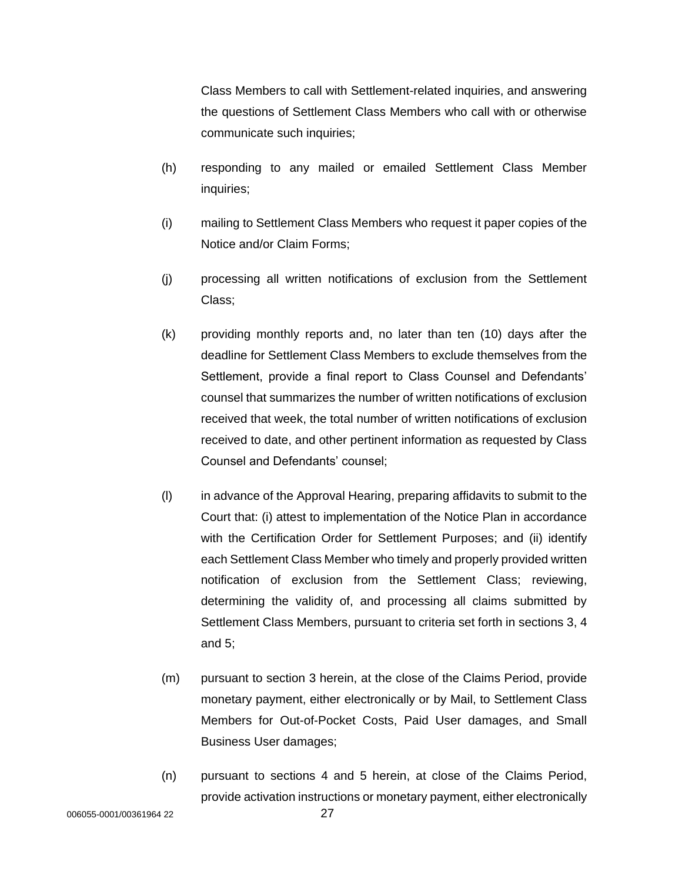Class Members to call with Settlement-related inquiries, and answering the questions of Settlement Class Members who call with or otherwise communicate such inquiries;

(h) responding to any mailed or emailed Settlement Class Member inquiries;

(i) mailing to Settlement Class Members who request it paper copies of the Notice and/or Claim Forms;

(j) processing all written notifications of exclusion from the Settlement Class;

(k) providing monthly reports and, no later than ten (10) days after the deadline for Settlement Class Members to exclude themselves from the Settlement, provide a final report to Class Counsel and Defendants' counsel that summarizes the number of written notifications of exclusion received that week, the total number of written notifications of exclusion received to date, and other pertinent information as requested by Class Counsel and Defendants' counsel;

(l) in advance of the Approval Hearing, preparing affidavits to submit to the Court that: (i) attest to implementation of the Notice Plan in accordance with the Certification Order for Settlement Purposes; and (ii) identify each Settlement Class Member who timely and properly provided written notification of exclusion from the Settlement Class; reviewing, determining the validity of, and processing all claims submitted by Settlement Class Members, pursuant to criteria set forth in sections 3, 4 and 5;

(m) pursuant to section 3 herein, at the close of the Claims Period, provide monetary payment, either electronically or by Mail, to Settlement Class Members for Out-of-Pocket Costs, Paid User damages, and Small Business User damages;

(n) pursuant to sections 4 and 5 herein, at close of the Claims Period, provide activation instructions or monetary payment, either electronically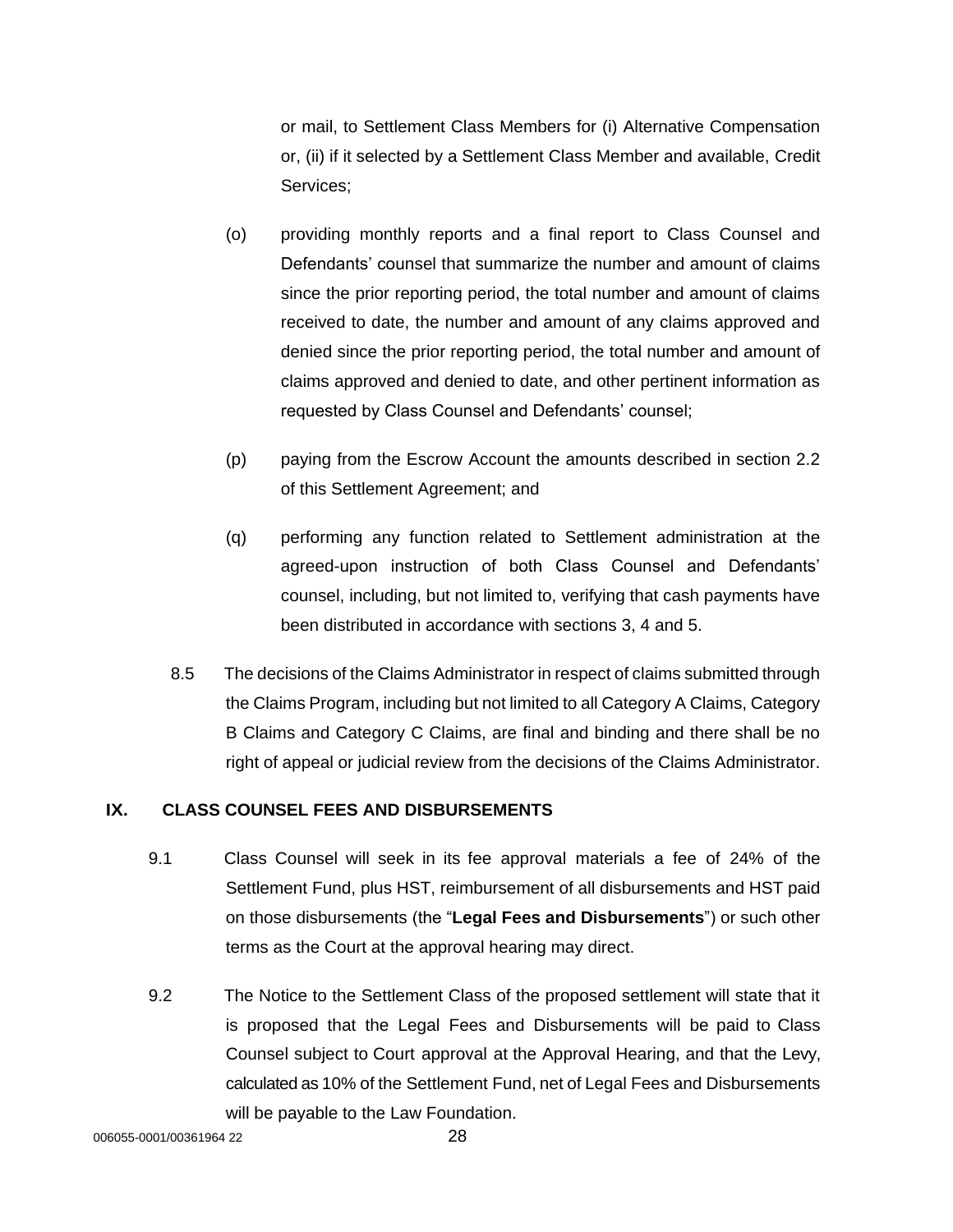or mail, to Settlement Class Members for (i) Alternative Compensation or, (ii) if it selected by a Settlement Class Member and available, Credit Services;

(o) providing monthly reports and a final report to Class Counsel and Defendants' counsel that summarize the number and amount of claims since the prior reporting period, the total number and amount of claims received to date, the number and amount of any claims approved and denied since the prior reporting period, the total number and amount of claims approved and denied to date, and other pertinent information as requested by Class Counsel and Defendants' counsel;

(p) paying from the Escrow Account the amounts described in section 2.2 of this Settlement Agreement; and

(q) performing any function related to Settlement administration at the agreed-upon instruction of both Class Counsel and Defendants' counsel, including, but not limited to, verifying that cash payments have been distributed in accordance with sections 3, 4 and 5.

8.5 The decisions of the Claims Administrator in respect of claims submitted through the Claims Program, including but not limited to all Category A Claims, Category B Claims and Category C Claims, are final and binding and there shall be no right of appeal or judicial review from the decisions of the Claims Administrator.

## IX. CLASS COUNSEL FEES AND DISBURSEMENTS

9.1 Class Counsel will seek in its fee approval materials a fee of 24% of the Settlement Fund, plus HST, reimbursement of all disbursements and HST paid on those disbursements (the "**Legal Fees and Disbursements**") or such other terms as the Court at the approval hearing may direct.

9.2 The Notice to the Settlement Class of the proposed settlement will state that it is proposed that the Legal Fees and Disbursements will be paid to Class Counsel subject to Court approval at the Approval Hearing, and that the Levy, calculated as 10% of the Settlement Fund, net of Legal Fees and Disbursements will be payable to the Law Foundation.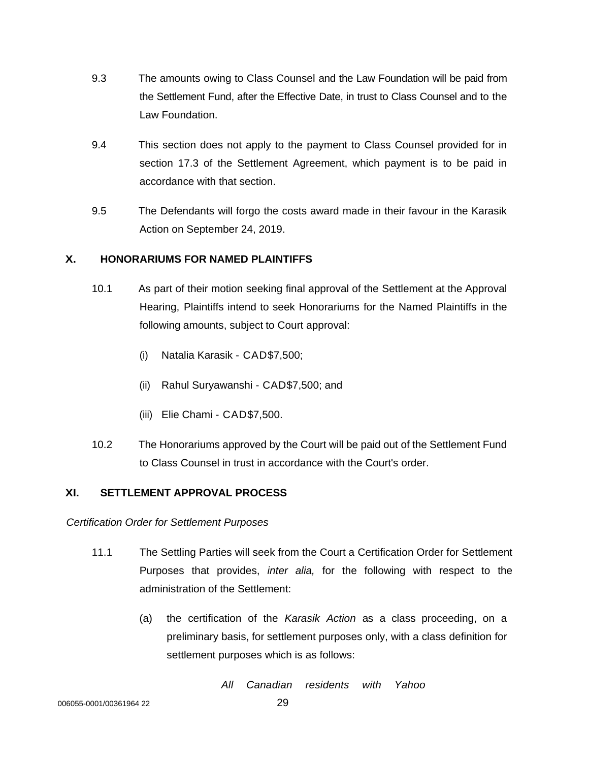9.3 The amounts owing to Class Counsel and the Law Foundation will be paid from the Settlement Fund, after the Effective Date, in trust to Class Counsel and to the Law Foundation.

9.4 This section does not apply to the payment to Class Counsel provided for in section 17.3 of the Settlement Agreement, which payment is to be paid in accordance with that section.

9.5 The Defendants will forgo the costs award made in their favour in the Karasik Action on September 24, 2019.

## X. HONORARIUMS FOR NAMED PLAINTIFFS

10.1 As part of their motion seeking final approval of the Settlement at the Approval Hearing, Plaintiffs intend to seek Honorariums for the Named Plaintiffs in the following amounts, subject to Court approval:

(i) Natalia Karasik - CAD$7,500;

(ii) Rahul Suryawanshi - CAD$7,500; and

(iii) Elie Chami - CAD$7,500.

10.2 The Honorariums approved by the Court will be paid out of the Settlement Fund to Class Counsel in trust in accordance with the Court's order.

## XI. SETTLEMENT APPROVAL PROCESS

*Certification Order for Settlement Purposes*

11.1 The Settling Parties will seek from the Court a Certification Order for Settlement Purposes that provides, *inter alia,* for the following with respect to the administration of the Settlement:

(a) the certification of the *Karasik Action* as a class proceeding, on a preliminary basis, for settlement purposes only, with a class definition for settlement purposes which is as follows:

*All Canadian residents with Yahoo*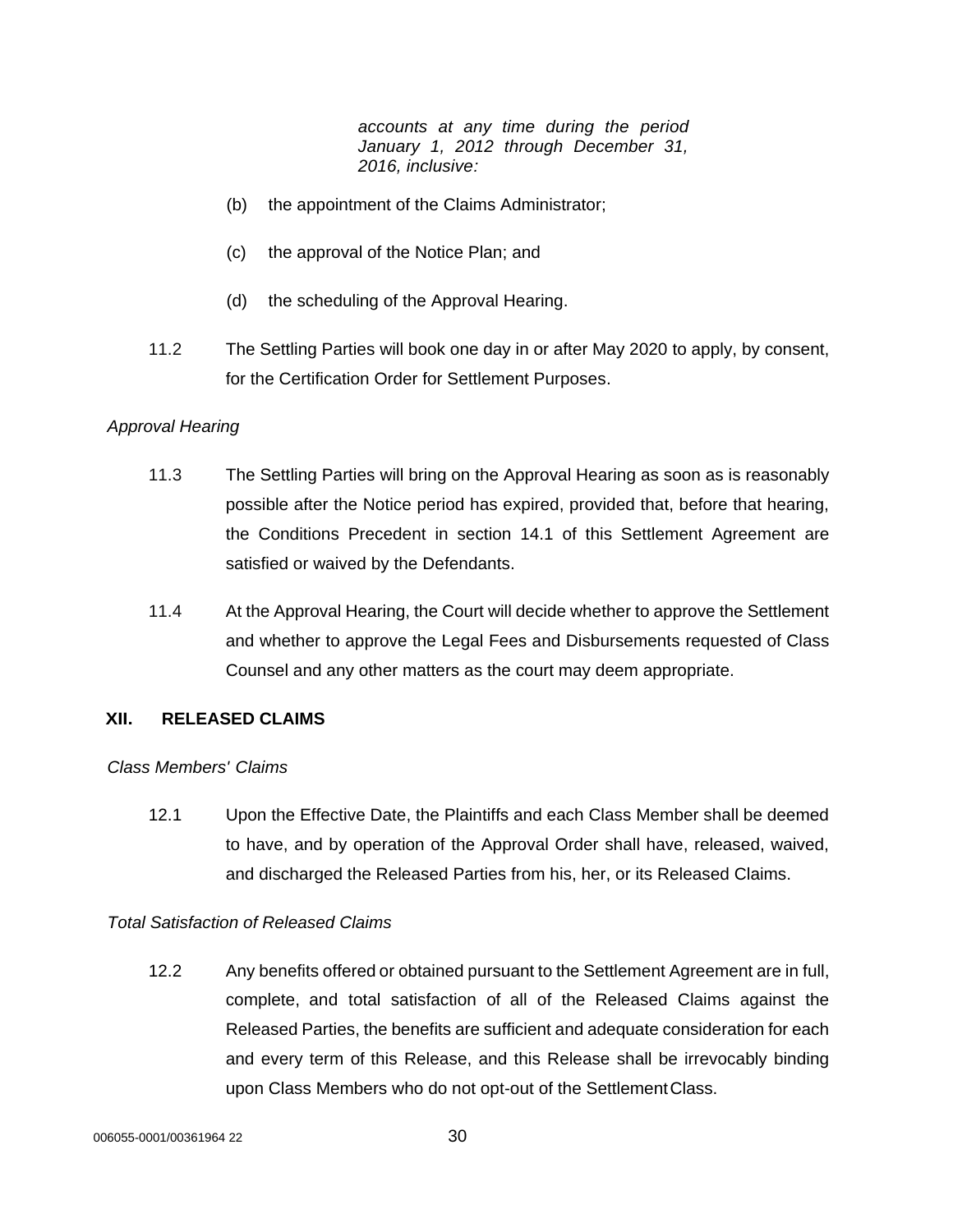*accounts at any time during the period January 1, 2012 through December 31, 2016, inclusive:*

(b) the appointment of the Claims Administrator;

(c) the approval of the Notice Plan; and

(d) the scheduling of the Approval Hearing.

11.2 The Settling Parties will book one day in or after May 2020 to apply, by consent, for the Certification Order for Settlement Purposes.

*Approval Hearing*

11.3 The Settling Parties will bring on the Approval Hearing as soon as is reasonably possible after the Notice period has expired, provided that, before that hearing, the Conditions Precedent in section 14.1 of this Settlement Agreement are satisfied or waived by the Defendants.

11.4 At the Approval Hearing, the Court will decide whether to approve the Settlement and whether to approve the Legal Fees and Disbursements requested of Class Counsel and any other matters as the court may deem appropriate.

## XII. RELEASED CLAIMS

*Class Members' Claims*

12.1 Upon the Effective Date, the Plaintiffs and each Class Member shall be deemed to have, and by operation of the Approval Order shall have, released, waived, and discharged the Released Parties from his, her, or its Released Claims.

*Total Satisfaction of Released Claims*

12.2 Any benefits offered or obtained pursuant to the Settlement Agreement are in full, complete, and total satisfaction of all of the Released Claims against the Released Parties, the benefits are sufficient and adequate consideration for each and every term of this Release, and this Release shall be irrevocably binding upon Class Members who do not opt-out of the Settlement Class.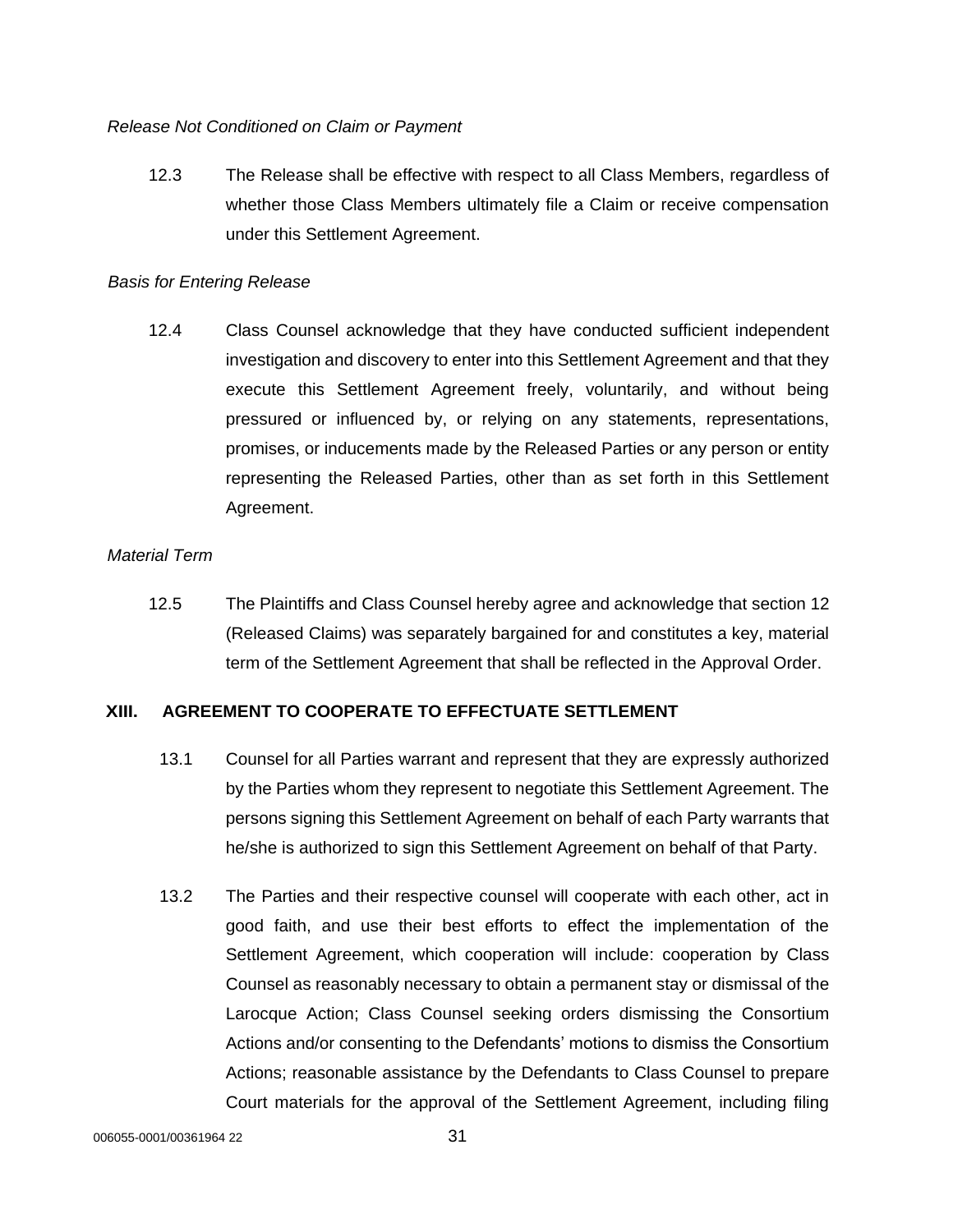*Release Not Conditioned on Claim or Payment*

12.3 The Release shall be effective with respect to all Class Members, regardless of whether those Class Members ultimately file a Claim or receive compensation under this Settlement Agreement.

*Basis for Entering Release*

12.4 Class Counsel acknowledge that they have conducted sufficient independent investigation and discovery to enter into this Settlement Agreement and that they execute this Settlement Agreement freely, voluntarily, and without being pressured or influenced by, or relying on any statements, representations, promises, or inducements made by the Released Parties or any person or entity representing the Released Parties, other than as set forth in this Settlement Agreement.

*Material Term*

12.5 The Plaintiffs and Class Counsel hereby agree and acknowledge that section 12 (Released Claims) was separately bargained for and constitutes a key, material term of the Settlement Agreement that shall be reflected in the Approval Order.

## XIII. AGREEMENT TO COOPERATE TO EFFECTUATE SETTLEMENT

13.1 Counsel for all Parties warrant and represent that they are expressly authorized by the Parties whom they represent to negotiate this Settlement Agreement. The persons signing this Settlement Agreement on behalf of each Party warrants that he/she is authorized to sign this Settlement Agreement on behalf of that Party.

13.2 The Parties and their respective counsel will cooperate with each other, act in good faith, and use their best efforts to effect the implementation of the Settlement Agreement, which cooperation will include: cooperation by Class Counsel as reasonably necessary to obtain a permanent stay or dismissal of the Larocque Action; Class Counsel seeking orders dismissing the Consortium Actions and/or consenting to the Defendants' motions to dismiss the Consortium Actions; reasonable assistance by the Defendants to Class Counsel to prepare Court materials for the approval of the Settlement Agreement, including filing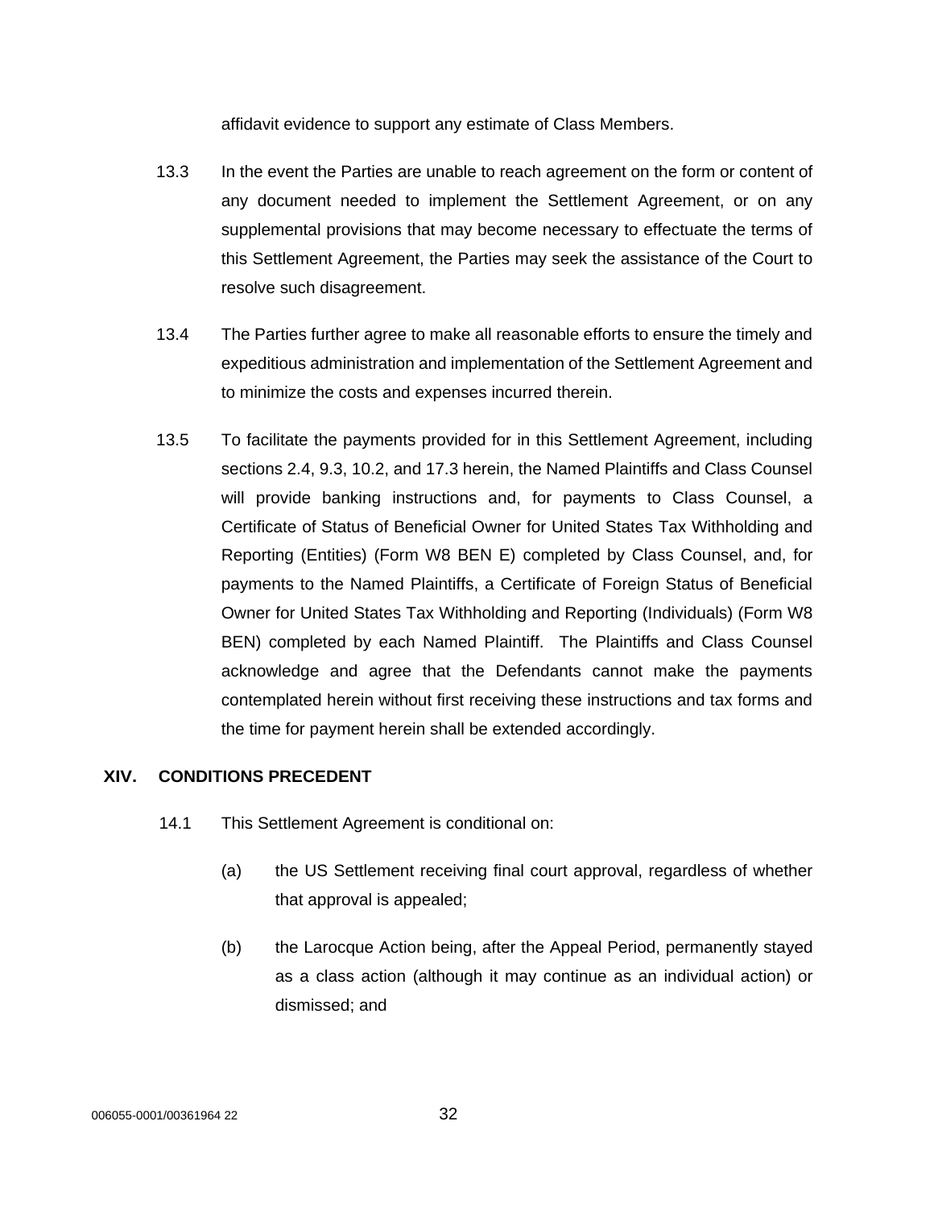affidavit evidence to support any estimate of Class Members.

13.3 In the event the Parties are unable to reach agreement on the form or content of any document needed to implement the Settlement Agreement, or on any supplemental provisions that may become necessary to effectuate the terms of this Settlement Agreement, the Parties may seek the assistance of the Court to resolve such disagreement.

13.4 The Parties further agree to make all reasonable efforts to ensure the timely and expeditious administration and implementation of the Settlement Agreement and to minimize the costs and expenses incurred therein.

13.5 To facilitate the payments provided for in this Settlement Agreement, including sections 2.4, 9.3, 10.2, and 17.3 herein, the Named Plaintiffs and Class Counsel will provide banking instructions and, for payments to Class Counsel, a Certificate of Status of Beneficial Owner for United States Tax Withholding and Reporting (Entities) (Form W8 BEN E) completed by Class Counsel, and, for payments to the Named Plaintiffs, a Certificate of Foreign Status of Beneficial Owner for United States Tax Withholding and Reporting (Individuals) (Form W8 BEN) completed by each Named Plaintiff. The Plaintiffs and Class Counsel acknowledge and agree that the Defendants cannot make the payments contemplated herein without first receiving these instructions and tax forms and the time for payment herein shall be extended accordingly.

## XIV. CONDITIONS PRECEDENT

14.1 This Settlement Agreement is conditional on:

(a) the US Settlement receiving final court approval, regardless of whether that approval is appealed;

(b) the Larocque Action being, after the Appeal Period, permanently stayed as a class action (although it may continue as an individual action) or dismissed; and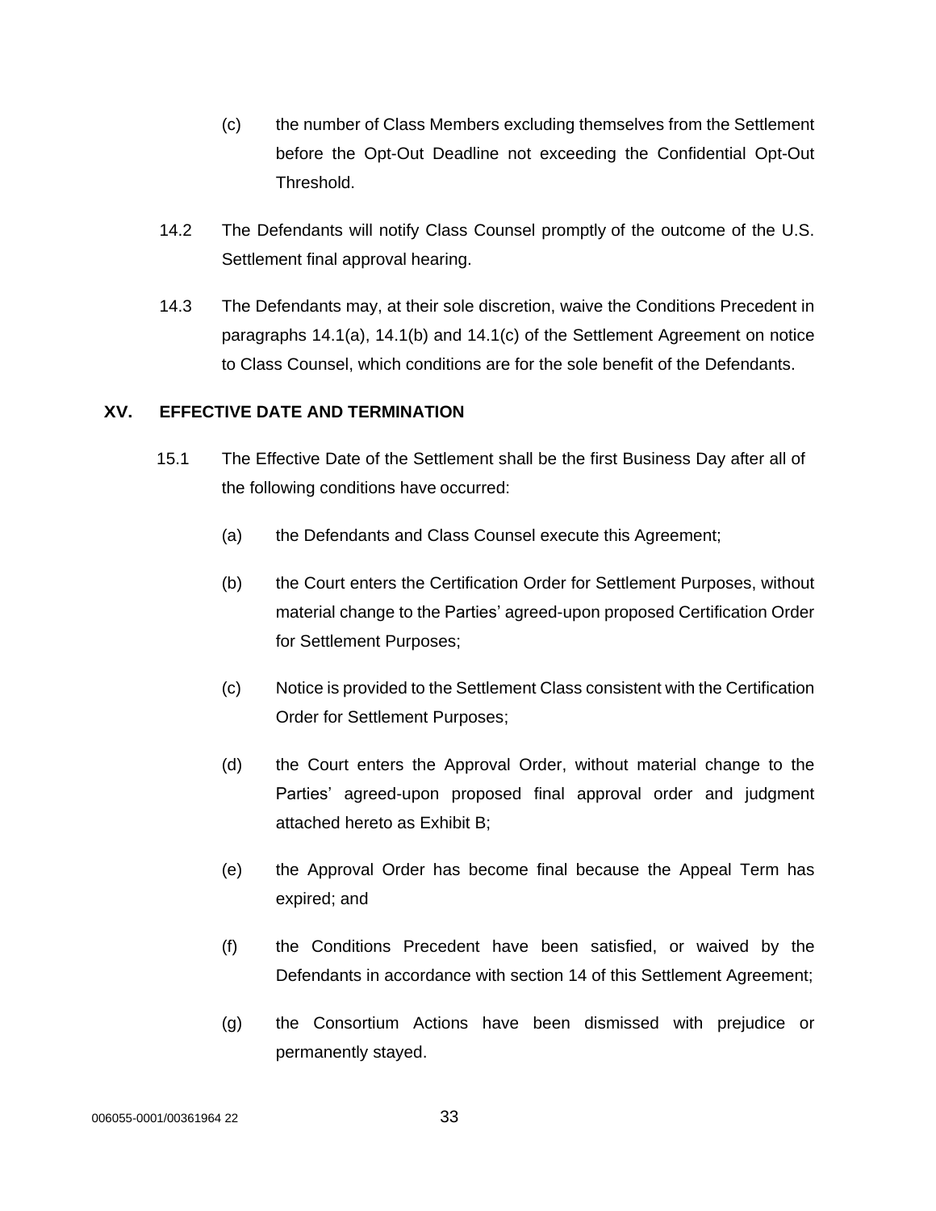(c) the number of Class Members excluding themselves from the Settlement before the Opt-Out Deadline not exceeding the Confidential Opt-Out Threshold.

14.2 The Defendants will notify Class Counsel promptly of the outcome of the U.S. Settlement final approval hearing.

14.3 The Defendants may, at their sole discretion, waive the Conditions Precedent in paragraphs 14.1(a), 14.1(b) and 14.1(c) of the Settlement Agreement on notice to Class Counsel, which conditions are for the sole benefit of the Defendants.

## XV. EFFECTIVE DATE AND TERMINATION

15.1 The Effective Date of the Settlement shall be the first Business Day after all of the following conditions have occurred:

(a) the Defendants and Class Counsel execute this Agreement;

(b) the Court enters the Certification Order for Settlement Purposes, without material change to the Parties' agreed-upon proposed Certification Order for Settlement Purposes;

(c) Notice is provided to the Settlement Class consistent with the Certification Order for Settlement Purposes;

(d) the Court enters the Approval Order, without material change to the Parties' agreed-upon proposed final approval order and judgment attached hereto as Exhibit B;

(e) the Approval Order has become final because the Appeal Term has expired; and

(f) the Conditions Precedent have been satisfied, or waived by the Defendants in accordance with section 14 of this Settlement Agreement;

(g) the Consortium Actions have been dismissed with prejudice or permanently stayed.

006055-0001/00361964 22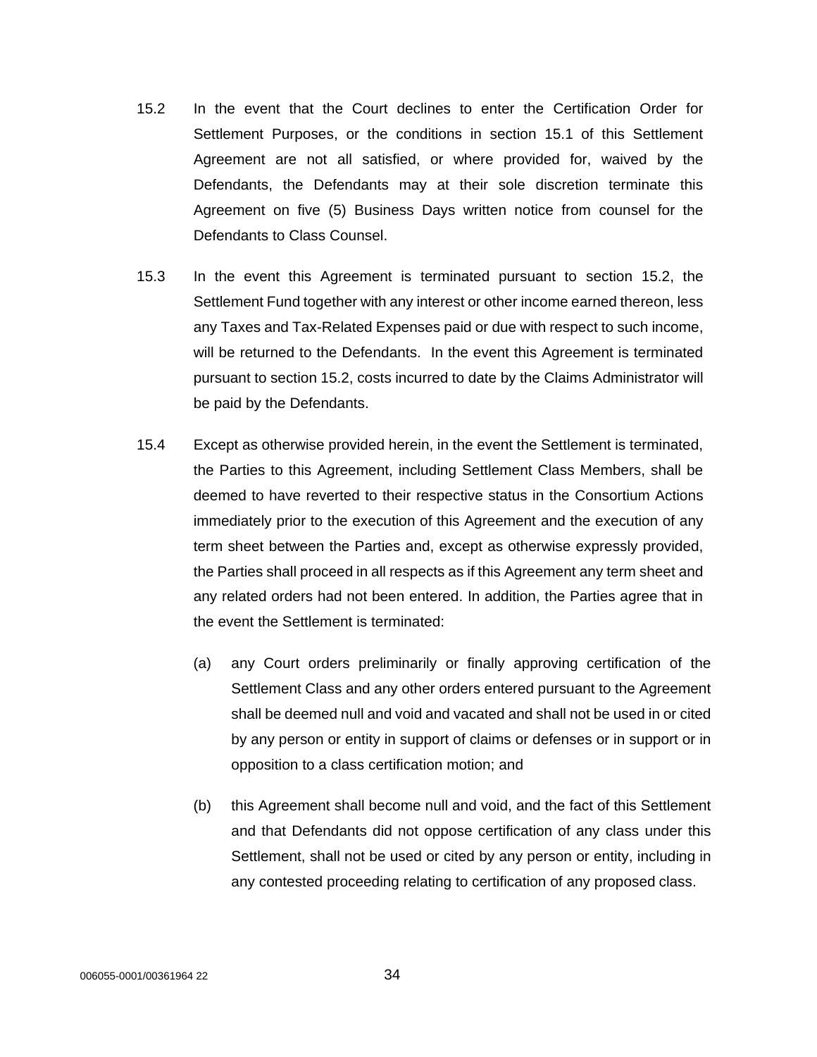15.2 In the event that the Court declines to enter the Certification Order for Settlement Purposes, or the conditions in section 15.1 of this Settlement Agreement are not all satisfied, or where provided for, waived by the Defendants, the Defendants may at their sole discretion terminate this Agreement on five (5) Business Days written notice from counsel for the Defendants to Class Counsel.

15.3 In the event this Agreement is terminated pursuant to section 15.2, the Settlement Fund together with any interest or other income earned thereon, less any Taxes and Tax-Related Expenses paid or due with respect to such income, will be returned to the Defendants. In the event this Agreement is terminated pursuant to section 15.2, costs incurred to date by the Claims Administrator will be paid by the Defendants.

15.4 Except as otherwise provided herein, in the event the Settlement is terminated, the Parties to this Agreement, including Settlement Class Members, shall be deemed to have reverted to their respective status in the Consortium Actions immediately prior to the execution of this Agreement and the execution of any term sheet between the Parties and, except as otherwise expressly provided, the Parties shall proceed in all respects as if this Agreement any term sheet and any related orders had not been entered. In addition, the Parties agree that in the event the Settlement is terminated:

(a) any Court orders preliminarily or finally approving certification of the Settlement Class and any other orders entered pursuant to the Agreement shall be deemed null and void and vacated and shall not be used in or cited by any person or entity in support of claims or defenses or in support or in opposition to a class certification motion; and

(b) this Agreement shall become null and void, and the fact of this Settlement and that Defendants did not oppose certification of any class under this Settlement, shall not be used or cited by any person or entity, including in any contested proceeding relating to certification of any proposed class.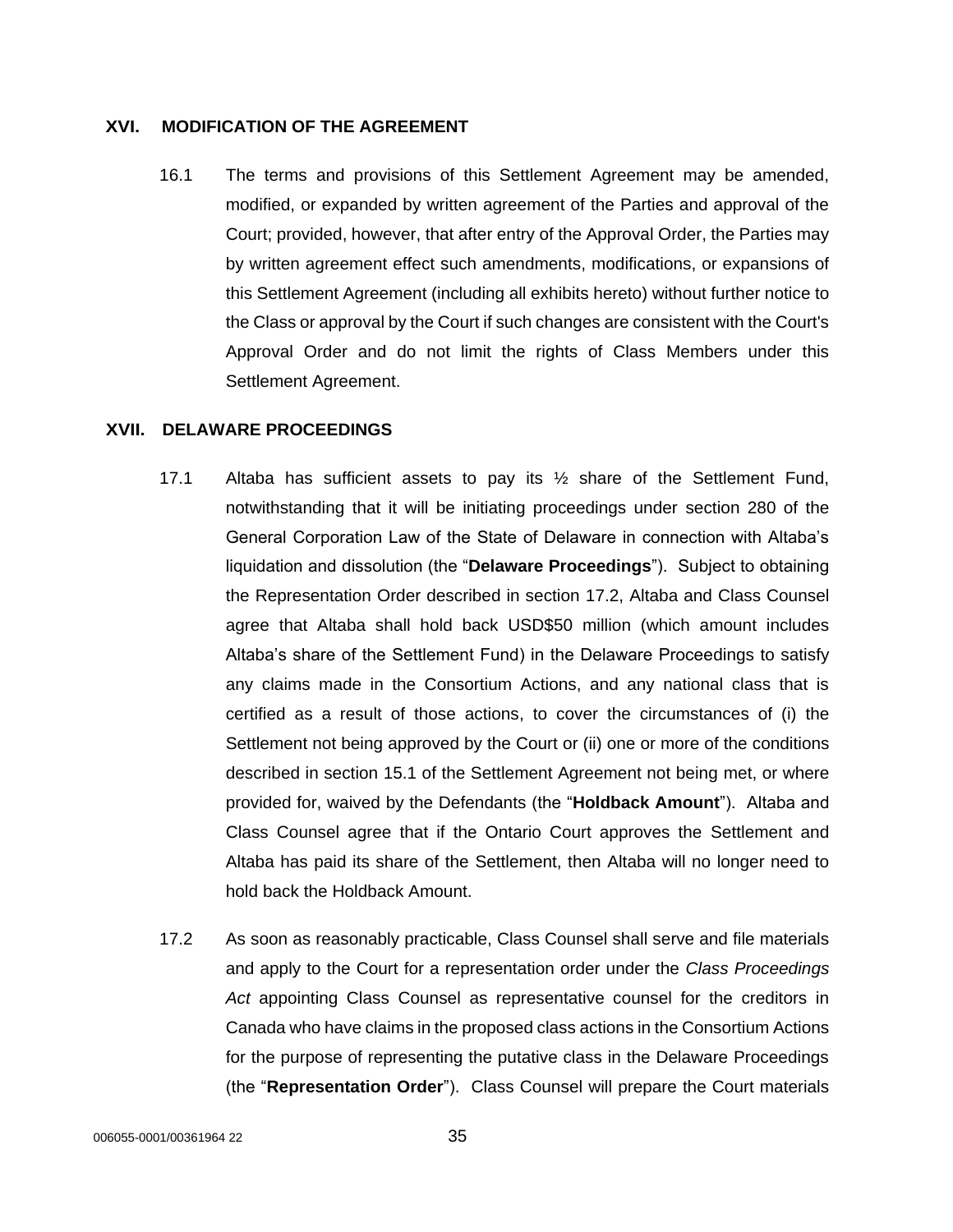## XVI. MODIFICATION OF THE AGREEMENT

16.1 The terms and provisions of this Settlement Agreement may be amended, modified, or expanded by written agreement of the Parties and approval of the Court; provided, however, that after entry of the Approval Order, the Parties may by written agreement effect such amendments, modifications, or expansions of this Settlement Agreement (including all exhibits hereto) without further notice to the Class or approval by the Court if such changes are consistent with the Court's Approval Order and do not limit the rights of Class Members under this Settlement Agreement.

## XVII. DELAWARE PROCEEDINGS

17.1 Altaba has sufficient assets to pay its ½ share of the Settlement Fund, notwithstanding that it will be initiating proceedings under section 280 of the General Corporation Law of the State of Delaware in connection with Altaba's liquidation and dissolution (the "**Delaware Proceedings**"). Subject to obtaining the Representation Order described in section 17.2, Altaba and Class Counsel agree that Altaba shall hold back USD$50 million (which amount includes Altaba's share of the Settlement Fund) in the Delaware Proceedings to satisfy any claims made in the Consortium Actions, and any national class that is certified as a result of those actions, to cover the circumstances of (i) the Settlement not being approved by the Court or (ii) one or more of the conditions described in section 15.1 of the Settlement Agreement not being met, or where provided for, waived by the Defendants (the "**Holdback Amount**"). Altaba and Class Counsel agree that if the Ontario Court approves the Settlement and Altaba has paid its share of the Settlement, then Altaba will no longer need to hold back the Holdback Amount.

17.2 As soon as reasonably practicable, Class Counsel shall serve and file materials and apply to the Court for a representation order under the *Class Proceedings Act* appointing Class Counsel as representative counsel for the creditors in Canada who have claims in the proposed class actions in the Consortium Actions for the purpose of representing the putative class in the Delaware Proceedings (the "**Representation Order**"). Class Counsel will prepare the Court materials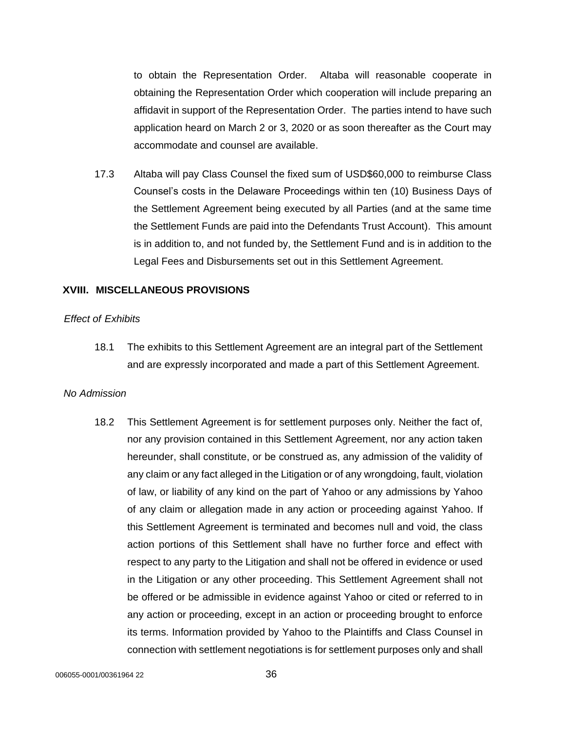to obtain the Representation Order. Altaba will reasonable cooperate in obtaining the Representation Order which cooperation will include preparing an affidavit in support of the Representation Order. The parties intend to have such application heard on March 2 or 3, 2020 or as soon thereafter as the Court may accommodate and counsel are available.

17.3 Altaba will pay Class Counsel the fixed sum of USD$60,000 to reimburse Class Counsel's costs in the Delaware Proceedings within ten (10) Business Days of the Settlement Agreement being executed by all Parties (and at the same time the Settlement Funds are paid into the Defendants Trust Account). This amount is in addition to, and not funded by, the Settlement Fund and is in addition to the Legal Fees and Disbursements set out in this Settlement Agreement.

## XVIII. MISCELLANEOUS PROVISIONS

*Effect of Exhibits*

18.1 The exhibits to this Settlement Agreement are an integral part of the Settlement and are expressly incorporated and made a part of this Settlement Agreement.

*No Admission*

18.2 This Settlement Agreement is for settlement purposes only. Neither the fact of, nor any provision contained in this Settlement Agreement, nor any action taken hereunder, shall constitute, or be construed as, any admission of the validity of any claim or any fact alleged in the Litigation or of any wrongdoing, fault, violation of law, or liability of any kind on the part of Yahoo or any admissions by Yahoo of any claim or allegation made in any action or proceeding against Yahoo. If this Settlement Agreement is terminated and becomes null and void, the class action portions of this Settlement shall have no further force and effect with respect to any party to the Litigation and shall not be offered in evidence or used in the Litigation or any other proceeding. This Settlement Agreement shall not be offered or be admissible in evidence against Yahoo or cited or referred to in any action or proceeding, except in an action or proceeding brought to enforce its terms. Information provided by Yahoo to the Plaintiffs and Class Counsel in connection with settlement negotiations is for settlement purposes only and shall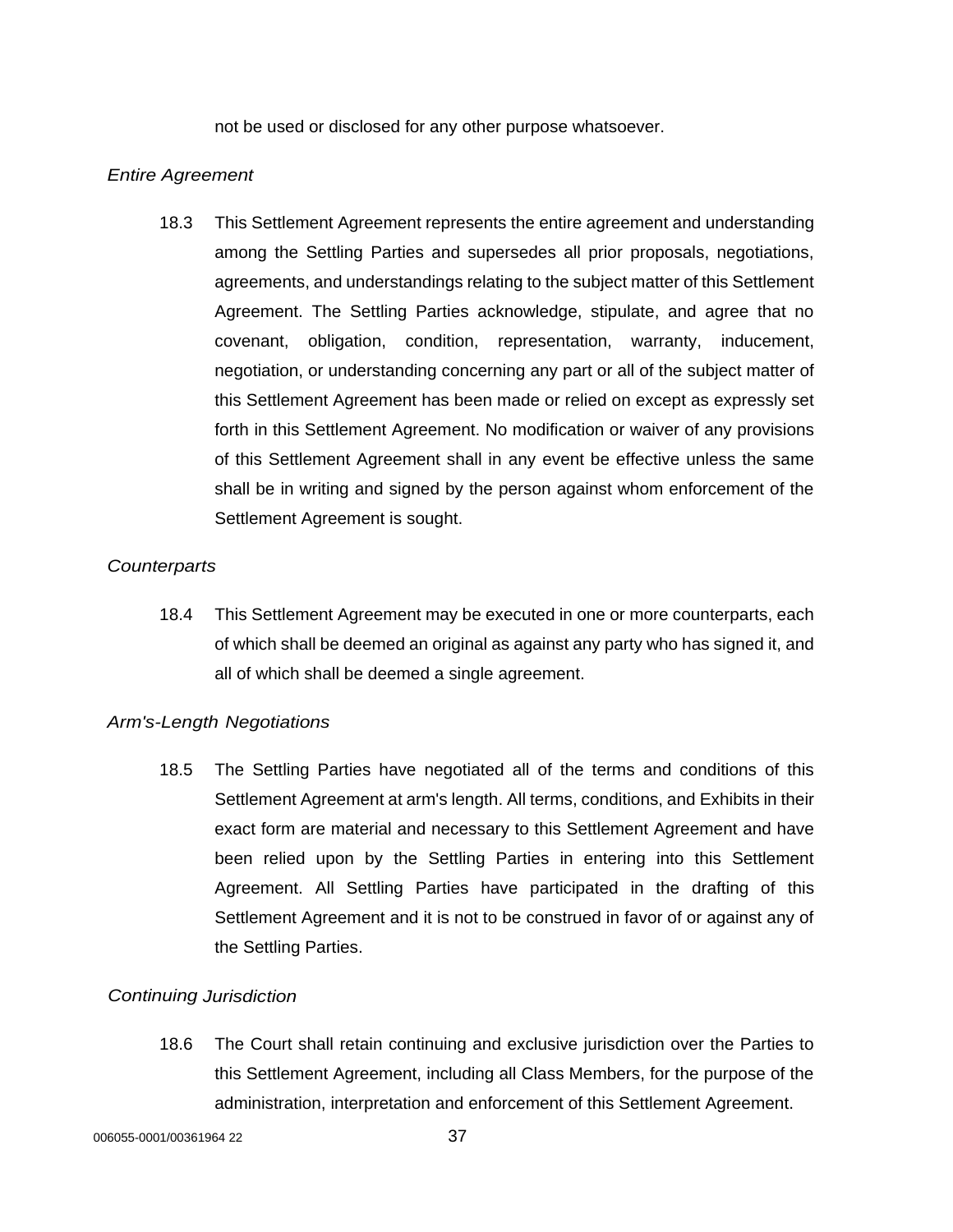not be used or disclosed for any other purpose whatsoever.

*Entire Agreement*

18.3 This Settlement Agreement represents the entire agreement and understanding among the Settling Parties and supersedes all prior proposals, negotiations, agreements, and understandings relating to the subject matter of this Settlement Agreement. The Settling Parties acknowledge, stipulate, and agree that no covenant, obligation, condition, representation, warranty, inducement, negotiation, or understanding concerning any part or all of the subject matter of this Settlement Agreement has been made or relied on except as expressly set forth in this Settlement Agreement. No modification or waiver of any provisions of this Settlement Agreement shall in any event be effective unless the same shall be in writing and signed by the person against whom enforcement of the Settlement Agreement is sought.

*Counterparts*

18.4 This Settlement Agreement may be executed in one or more counterparts, each of which shall be deemed an original as against any party who has signed it, and all of which shall be deemed a single agreement.

*Arm's-Length Negotiations*

18.5 The Settling Parties have negotiated all of the terms and conditions of this Settlement Agreement at arm's length. All terms, conditions, and Exhibits in their exact form are material and necessary to this Settlement Agreement and have been relied upon by the Settling Parties in entering into this Settlement Agreement. All Settling Parties have participated in the drafting of this Settlement Agreement and it is not to be construed in favor of or against any of the Settling Parties.

*Continuing Jurisdiction*

18.6 The Court shall retain continuing and exclusive jurisdiction over the Parties to this Settlement Agreement, including all Class Members, for the purpose of the administration, interpretation and enforcement of this Settlement Agreement.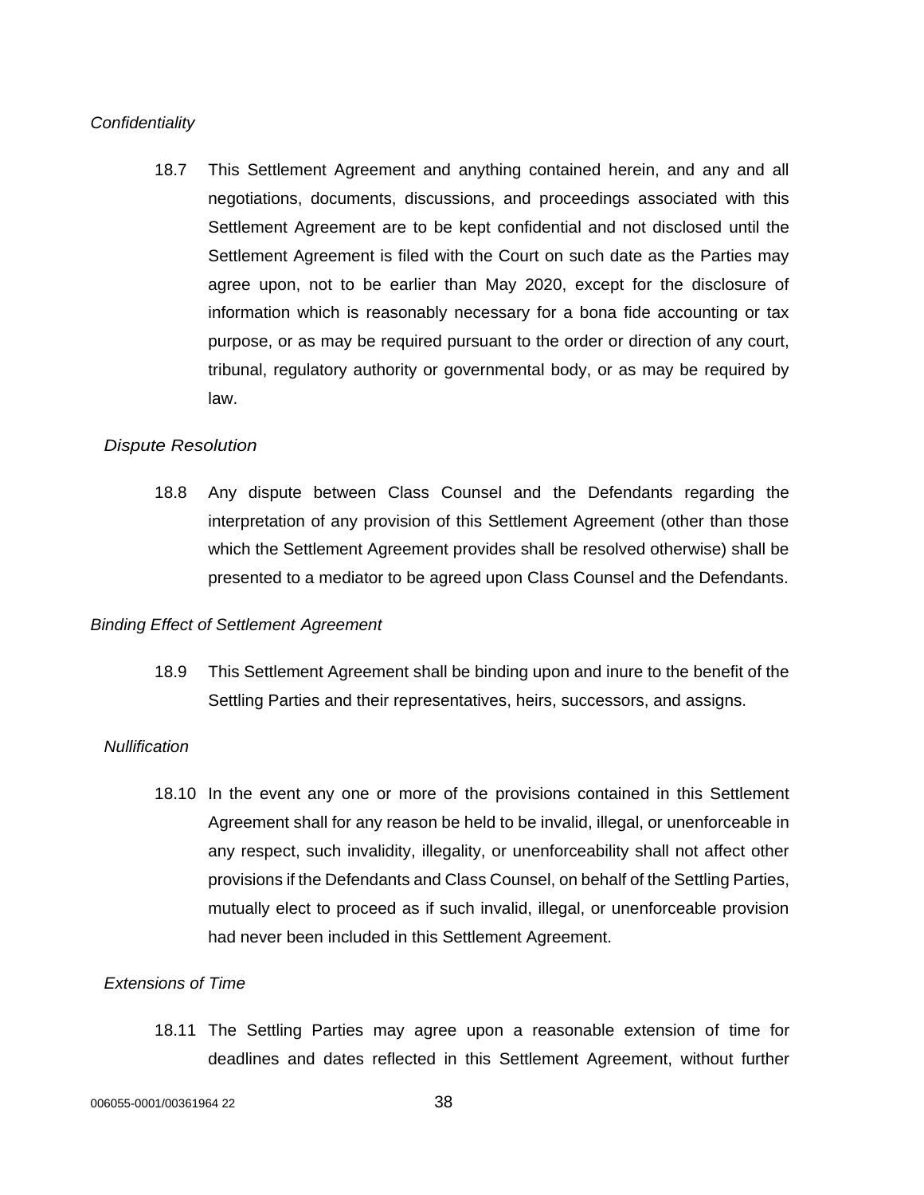*Confidentiality*

18.7 This Settlement Agreement and anything contained herein, and any and all negotiations, documents, discussions, and proceedings associated with this Settlement Agreement are to be kept confidential and not disclosed until the Settlement Agreement is filed with the Court on such date as the Parties may agree upon, not to be earlier than May 2020, except for the disclosure of information which is reasonably necessary for a bona fide accounting or tax purpose, or as may be required pursuant to the order or direction of any court, tribunal, regulatory authority or governmental body, or as may be required by law.

*Dispute Resolution*

18.8 Any dispute between Class Counsel and the Defendants regarding the interpretation of any provision of this Settlement Agreement (other than those which the Settlement Agreement provides shall be resolved otherwise) shall be presented to a mediator to be agreed upon Class Counsel and the Defendants.

*Binding Effect of Settlement Agreement*

18.9 This Settlement Agreement shall be binding upon and inure to the benefit of the Settling Parties and their representatives, heirs, successors, and assigns.

*Nullification*

18.10 In the event any one or more of the provisions contained in this Settlement Agreement shall for any reason be held to be invalid, illegal, or unenforceable in any respect, such invalidity, illegality, or unenforceability shall not affect other provisions if the Defendants and Class Counsel, on behalf of the Settling Parties, mutually elect to proceed as if such invalid, illegal, or unenforceable provision had never been included in this Settlement Agreement.

*Extensions of Time*

18.11 The Settling Parties may agree upon a reasonable extension of time for deadlines and dates reflected in this Settlement Agreement, without further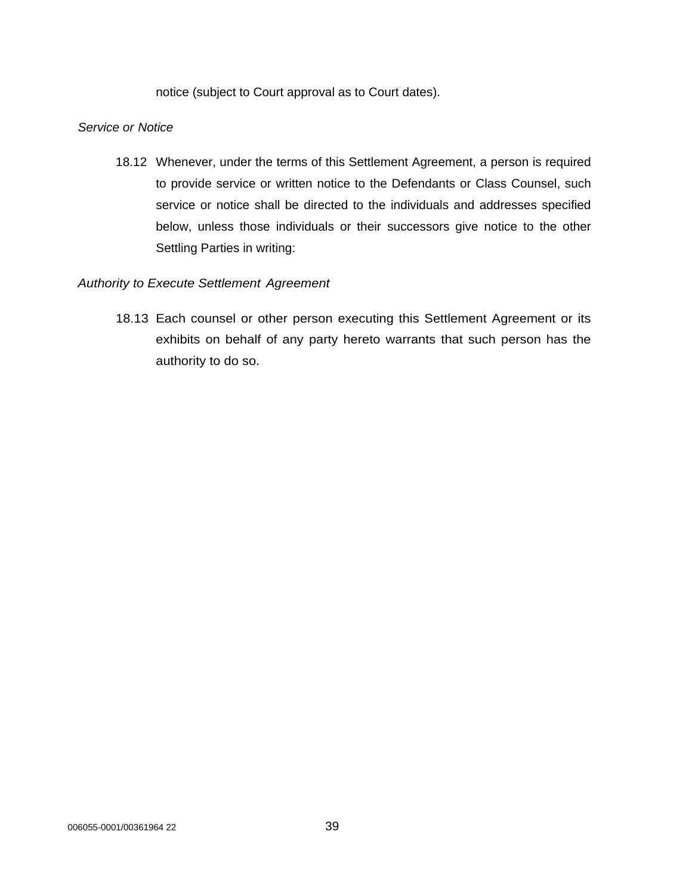notice (subject to Court approval as to Court dates).

*Service or Notice*

18.12 Whenever, under the terms of this Settlement Agreement, a person is required to provide service or written notice to the Defendants or Class Counsel, such service or notice shall be directed to the individuals and addresses specified below, unless those individuals or their successors give notice to the other Settling Parties in writing:

*Authority to Execute Settlement Agreement*

18.13 Each counsel or other person executing this Settlement Agreement or its exhibits on behalf of any party hereto warrants that such person has the authority to do so.

006055-0001/00361964 22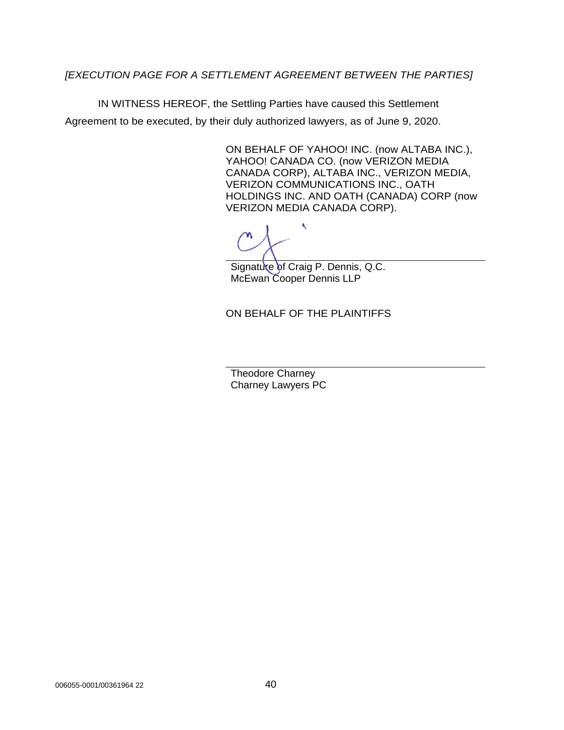*[EXECUTION PAGE FOR A SETTLEMENT AGREEMENT BETWEEN THE PARTIES]*

IN WITNESS HEREOF, the Settling Parties have caused this Settlement Agreement to be executed, by their duly authorized lawyers, as of June 9, 2020.

ON BEHALF OF YAHOO! INC. (now ALTABA INC.), YAHOO! CANADA CO. (now VERIZON MEDIA CANADA CORP), ALTABA INC., VERIZON MEDIA, VERIZON COMMUNICATIONS INC., OATH HOLDINGS INC. AND OATH (CANADA) CORP (now VERIZON MEDIA CANADA CORP).

\_\_\_\_\_\_\_\_\_\_\_\_\_\_\_\_\_\_\_\_\_\_\_\_\_\_\_\_\_\_\_\_\_\_\_\_

Signature of Craig P. Dennis, Q.C.
McEwan Cooper Dennis LLP

ON BEHALF OF THE PLAINTIFFS

\_\_\_\_\_\_\_\_\_\_\_\_\_\_\_\_\_\_\_\_\_\_\_\_\_\_\_\_\_\_\_\_\_\_\_\_

Theodore Charney
Charney Lawyers PC

006055-0001/00361964 22